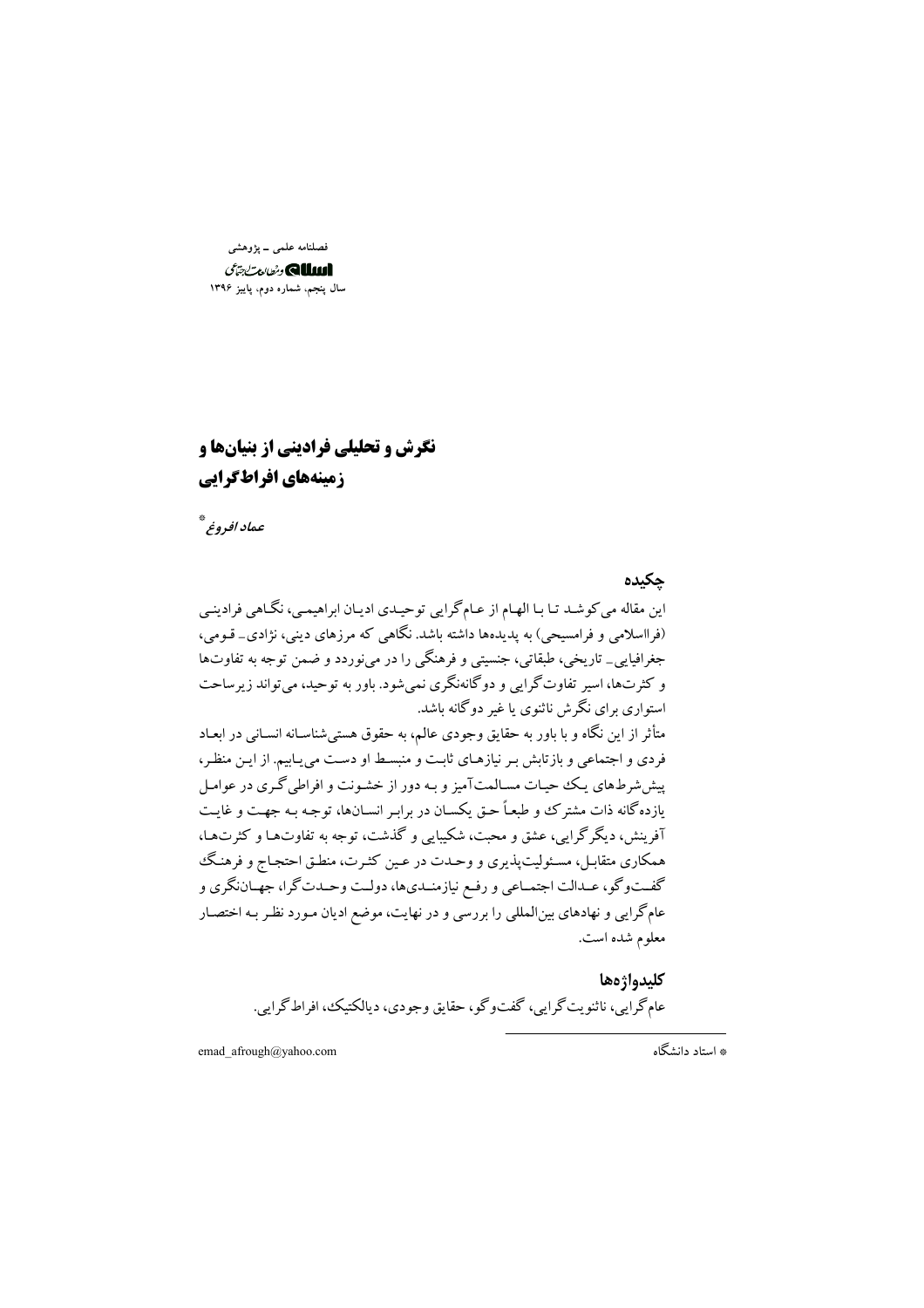فصلنامه علمی ـ پژوهشی

اسلام و مطالعات اجتماعی

سال پنجم، شماره دوم، پاییز ۱۳۹۶

# نگرش و تحلیلی فرادینی از بنیان‌ها و زمینه‌های افراط‌گرایی

*عماد افروغ* *

## چکیده

این مقاله می‌کوشد تا با الهام از عام‌گرایی توحیدی ادیان ابراهیمی، نگاهی فرادینی (فرااسلامی و فرامسیحی) به پدیده‌ها داشته باشد. نگاهی که مرزهای دینی، نژادی ـ قومی، جغرافیایی ـ تاریخی، طبقاتی، جنسیتی و فرهنگی را در می‌نوردد و ضمن توجه به تفاوت‌ها و کثرت‌ها، اسیر تفاوت‌گرایی و دوگانه‌نگری نمی‌شود. باور به توحید، می‌تواند زیرساخت استواری برای نگرش ناثنوی یا غیر دوگانه باشد.

متأثر از این نگاه و با باور به حقایق وجودی عالم، به حقوق هستی‌شناسانه انسانی در ابعاد فردی و اجتماعی و بازتابش بر نیازهای ثابت و منبسط او دست می‌یابیم. از این منظر، پیش‌شرط‌های یک حیات مسالمت‌آمیز و به دور از خشونت و افراطی‌گری در عوامل یازده‌گانه ذات مشترک و طبعاً حق یکسان در برابر انسان‌ها، توجه به جهت و غایت آفرینش، دیگرگرایی، عشق و محبت، شکیبایی و گذشت، توجه به تفاوت‌ها و کثرت‌ها، همکاری متقابل، مسئولیت‌پذیری و وحدت در عین کثرت، منطق احتجاج و فرهنگ گفت‌وگو، عدالت اجتماعی و رفع نیازمندی‌ها، دولت وحدت‌گرا، جهان‌نگری و عام‌گرایی و نهادهای بین‌المللی را بررسی و در نهایت، موضع ادیان مورد نظر به اختصار معلوم شده است.

## کلیدواژه‌ها

عام‌گرایی، ناثنویت‌گرایی، گفت‌وگو، حقایق وجودی، دیالکتیک، افراط‌گرایی.

---

* استاد دانشگاه emad_afrough@yahoo.com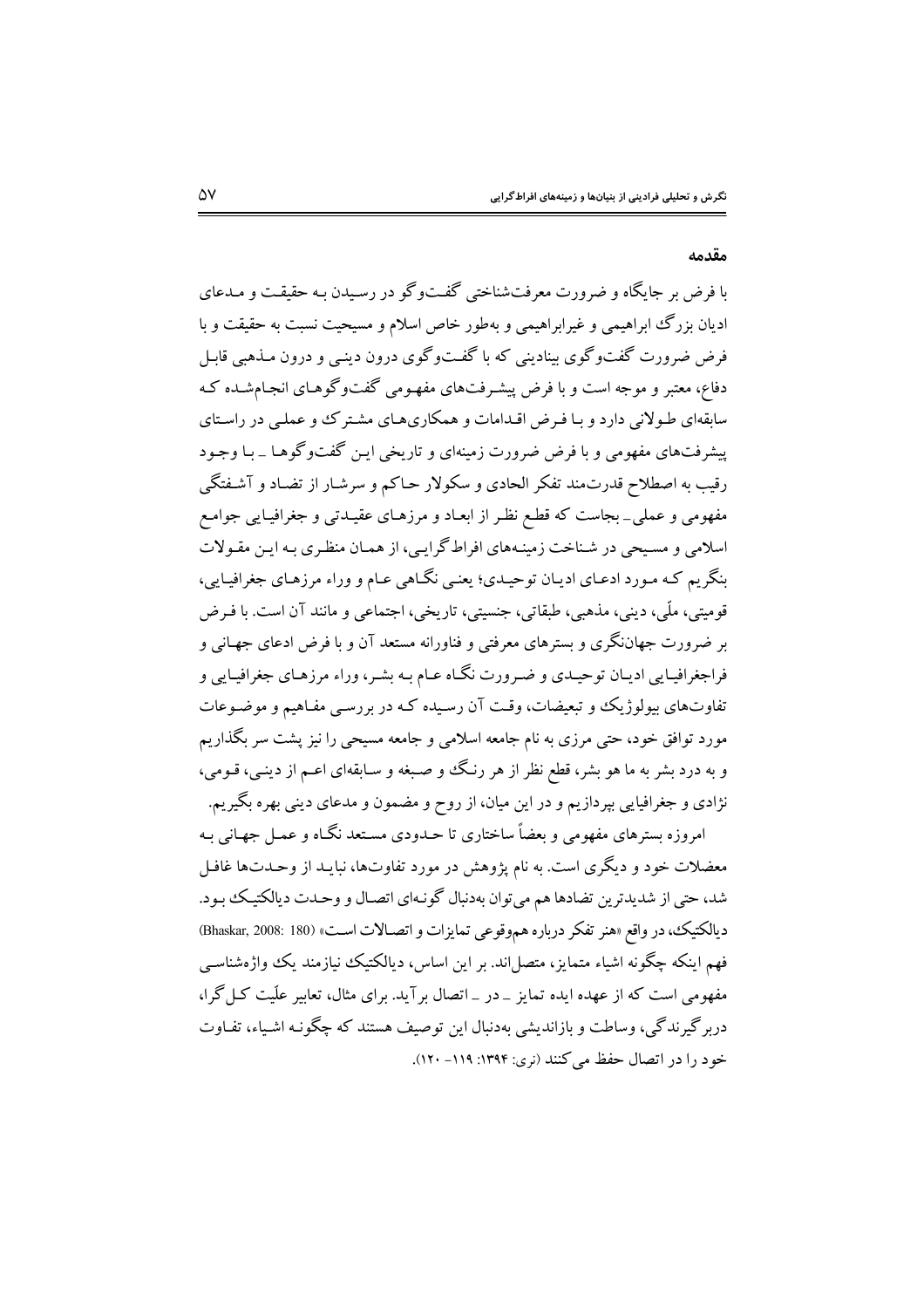## مقدمه

با فرض بر جایگاه و ضرورت معرفت‌شناختی گفت‌وگو در رسیدن به حقیقت و مدعای ادیان بزرگ ابراهیمی و غیرابراهیمی و به‌طور خاص اسلام و مسیحیت نسبت به حقیقت و با فرض ضرورت گفت‌وگوی بنیادینی که با گفت‌وگوی درون دینی و درون مذهبی قابل دفاع، معتبر و موجه است و با فرض پیشرفت‌های مفهومی گفت‌وگوهای انجام‌شده که سابقه‌ای طولانی دارد و با فرض اقدامات و همکاری‌های مشترک و عملی در راستای پیشرفت‌های مفهومی و با فرض ضرورت زمینه‌ای و تاریخی این گفت‌وگوها ـ با وجود رقیب به اصطلاح قدرت‌مند تفکر الحادی و سکولار حاکم و سرشار از تضاد و آشفتگی مفهومی و عملی ـ بجاست که قطع نظر از ابعاد و مرزهای عقیدتی و جغرافیایی جوامع اسلامی و مسیحی در شناخت زمینه‌های افراط‌گرایی، از همان منظری به این مقولات بنگریم که مورد ادعای ادیان توحیدی؛ یعنی نگاهی عام و وراء مرزهای جغرافیایی، قومیتی، ملّی، دینی، مذهبی، طبقاتی، جنسیتی، تاریخی، اجتماعی و مانند آن است. با فرض بر ضرورت جهان‌نگری و بسترهای معرفتی و فناورانه مستعد آن و با فرض ادعای جهانی و فراجغرافیایی ادیان توحیدی و ضرورت نگاه عام به بشر، وراء مرزهای جغرافیایی و تفاوت‌های بیولوژیک و تبعیضات، وقت آن رسیده که در بررسی مفاهیم و موضوعات مورد توافق خود، حتی مرزی به نام جامعه اسلامی و جامعه مسیحی را نیز پشت سر بگذاریم و به درد بشر به ما هو بشر، قطع نظر از هر رنگ و صبغه و سابقه‌ای اعم از دینی، قومی، نژادی و جغرافیایی بپردازیم و در این میان، از روح و مضمون و مدعای دینی بهره بگیریم.

امروزه بسترهای مفهومی و بعضاً ساختاری تا حدودی مستعد نگاه و عمل جهانی به معضلات خود و دیگری است. به نام پژوهش در مورد تفاوت‌ها، نباید از وحدت‌ها غافل شد، حتی از شدیدترین تضادها هم می‌توان به‌دنبال گونه‌ای اتصال و وحدت دیالکتیک بود. دیالکتیک، در واقع «هنر تفکر درباره هم‌وقوعی تمایزات و اتصالات است» (Bhaskar, 2008: 180) فهم اینکه چگونه اشیاء متمایز، متصل‌اند. بر این اساس، دیالکتیک نیازمند یک واژه‌شناسی مفهومی است که از عهده ایده تمایز ـ در ـ اتصال برآید. برای مثال، تعابیر علّیت کل‌گرا، دربرگیرندگی، وساطت و بازاندیشی به‌دنبال این توصیف هستند که چگونه اشیاء، تفاوت خود را در اتصال حفظ می‌کنند (نری: ۱۳۹۴: ۱۱۹- ۱۲۰).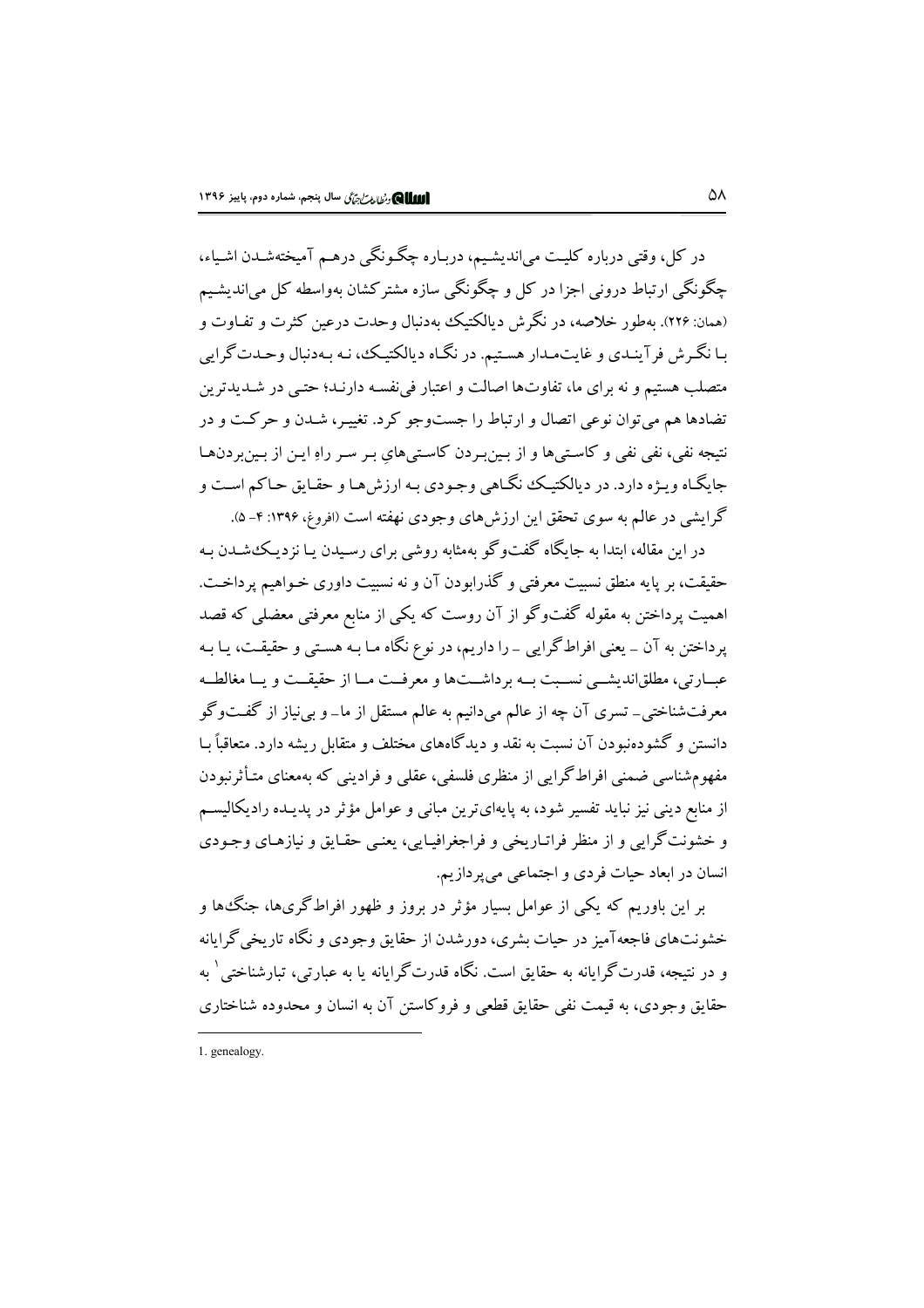در کل، وقتی درباره کلیت می‌اندیشیم، درباره چگونگی درهم آمیخته‌شدن اشیاء، چگونگی ارتباط درونی اجزا در کل و چگونگی سازه مشترکشان به‌واسطه کل می‌اندیشیم (همان: ۲۲۶). به‌طور خلاصه، در نگرش دیالکتیک به‌دنبال وحدت درعین کثرت و تفاوت و با نگرش فرآیندی و غایت‌مدار هستیم. در نگاه دیالکتیک، نه به‌دنبال وحدت‌گرایی متصلب هستیم و نه برای ما، تفاوت‌ها اصالت و اعتبار فی‌نفسه دارند؛ حتی در شدیدترین تضادها هم می‌توان نوعی اتصال و ارتباط را جست‌وجو کرد. تغییر، شدن و حرکت و در نتیجه نفی، نفی نفی و کاستی‌ها و از بین‌بردن کاستی‌هایِ بر سر راهِ این از بین‌بردن‌ها جایگاه ویژه دارد. در دیالکتیک نگاهی وجودی به ارزش‌ها و حقایق حاکم است و گرایشی در عالم به سوی تحقق این ارزش‌های وجودی نهفته است (افروغ، ۱۳۹۶: ۴- ۵).

در این مقاله، ابتدا به جایگاه گفت‌وگو به‌مثابه روشی برای رسیدن یا نزدیک‌شدن به حقیقت، بر پایه منطق نسبیت معرفتی و گذرابودن آن و نه نسبیت داوری خواهیم پرداخت. اهمیت پرداختن به مقوله گفت‌وگو از آن روست که یکی از منابع معرفتی معضلی که قصد پرداختن به آن ـ یعنی افراط‌گرایی ـ را داریم، در نوع نگاه ما به هستی و حقیقت، یا به عبارتی، مطلق‌اندیشی نسبت به برداشت‌ها و معرفت ما از حقیقت و یا مغالطه معرفت‌شناختی ـ تسری آن چه از عالم می‌دانیم به عالم مستقل از ما ـ و بی‌نیاز از گفت‌وگو دانستن و گشوده‌نبودن آن نسبت به نقد و دیدگاه‌های مختلف و متقابل ریشه دارد. متعاقباً با مفهوم‌شناسی ضمنی افراط‌گرایی از منظری فلسفی، عقلی و فرادینی که به‌معنای متأثرنبودن از منابع دینی نیز نباید تفسیر شود، به پایه‌ای‌ترین مبانی و عوامل مؤثر در پدیده رادیکالیسم و خشونت‌گرایی و از منظر فراتاریخی و فراجغرافیایی، یعنی حقایق و نیازهای وجودی انسان در ابعاد حیات فردی و اجتماعی می‌پردازیم.

بر این باوریم که یکی از عوامل بسیار مؤثر در بروز و ظهور افراط‌گری‌ها، جنگ‌ها و خشونت‌های فاجعه‌آمیز در حیات بشری، دورشدن از حقایق وجودی و نگاه تاریخی‌گرایانه و در نتیجه، قدرت‌گرایانه به حقایق است. نگاه قدرت‌گرایانه یا به عبارتی، تبارشناختی[1] به حقایق وجودی، به قیمت نفی حقایق قطعی و فروکاستن آن به انسان و محدوده شناختاری

1. genealogy.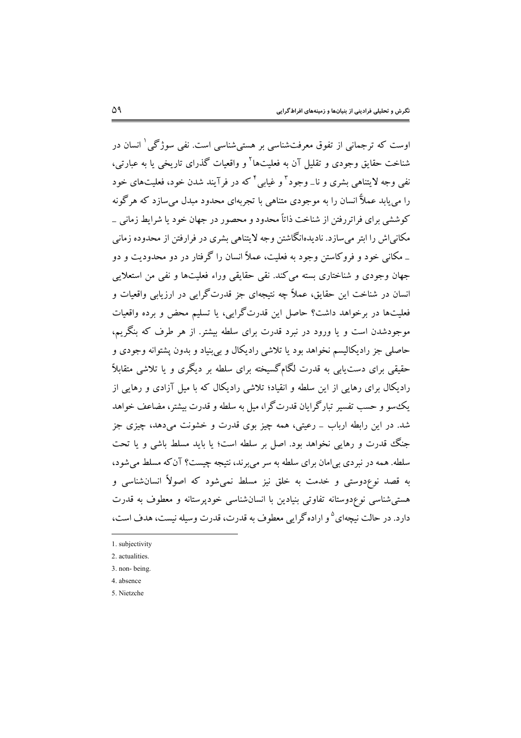اوست که ترجمانی از تفوق معرفت‌شناسی بر هستی‌شناسی است. نفی سوژگی[1] انسان در شناخت حقایق وجودی و تقلیل آن به فعلیت‌ها[2] و واقعیات گذرای تاریخی یا به عبارتی، نفی وجه لایتناهی بشری و نا_ وجود[3] و غیابی[4] که در فرآیند شدن خود، فعلیت‌های خود را می‌یابد عملاً انسان را به موجودی متناهی با تجربه‌ای محدود مبدل می‌سازد که هرگونه کوششی برای فراتررفتن از شناخت ذاتاً محدود و محصور در جهان خود یا شرایط زمانی ـ مکانی‌اش را ابتر می‌سازد. نادیده‌انگاشتن وجه لایتناهی بشری در فرارفتن از محدوده زمانی ـ مکانی خود و فروکاستن وجود به فعلیت، عملاً انسان را گرفتار در دو محدودیت و دو جهان وجودی و شناختاری بسته می‌کند. نقی حقایقی وراء فعلیت‌ها و نفی من استعلایی انسان در شناخت این حقایق، عملاً چه نتیجه‌ای جز قدرت‌گرایی در ارزیابی واقعیات و فعلیت‌ها در برخواهد داشت؟ حاصل این قدرت‌گرایی، یا تسلیم محض و برده واقعیات موجودشدن است و یا ورود در نبرد قدرت برای سلطه بیشتر. از هر طرف که بنگریم، حاصلی جز رادیکالیسم نخواهد بود یا تلاشی رادیکال و بی‌بنیاد و بدون پشتوانه وجودی و حقیقی برای دست‌یابی به قدرت لگام‌گسیخته برای سلطه بر دیگری و یا تلاشی متقابلاً رادیکال برای رهایی از این سلطه و انقیاد؛ تلاشی رادیکال که با میل آزادی و رهایی از یک‌سو و حسب تفسیر تبارگرایان قدرت‌گرا، میل به سلطه و قدرت بیشتر، مضاعف خواهد شد. در این رابطه ارباب ـ رعیتی، همه چیز بوی قدرت و خشونت می‌دهد، چیزی جز جنگ قدرت و رهایی نخواهد بود. اصل بر سلطه است؛ یا باید مسلط باشی و یا تحت سلطه. همه در نبردی بی‌امان برای سلطه به سر می‌برند، نتیجه چیست؟ آن‌که مسلط می‌شود، به قصد نوع‌دوستی و خدمت به خلق نیز مسلط نمی‌شود که اصولاً انسان‌شناسی و هستی‌شناسی نوع‌دوستانه تفاوتی بنیادین با انسان‌شناسی خودپرستانه و معطوف به قدرت دارد. در حالت نیچه‌ای[5] و اراده‌گرایی معطوف به قدرت، قدرت وسیله نیست، هدف است،

---

1. subjectivity
2. actualities.
3. non- being.
4. absence
5. Nietzche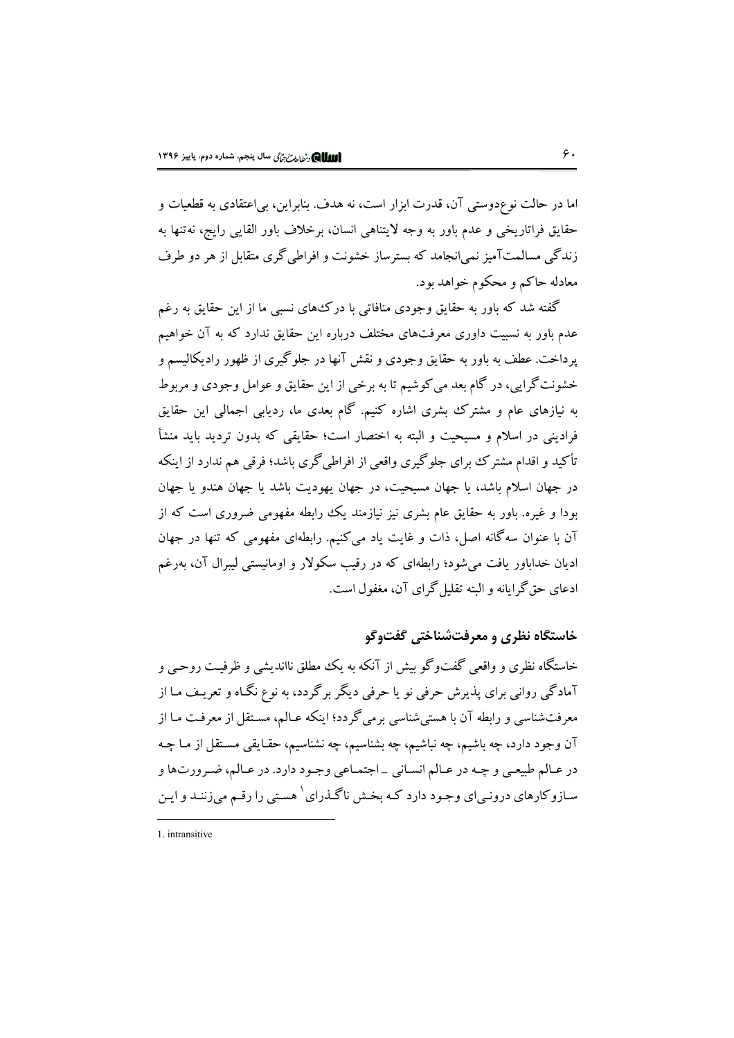اما در حالت نوع‌دوستی آن، قدرت ابزار است، نه هدف. بنابراین، بی‌اعتقادی به قطعیات و حقایق فراتاریخی و عدم باور به وجه لایتناهی انسان، برخلاف باور القایی رایج، نه‌تنها به زندگی مسالمت‌آمیز نمی‌انجامد که بسترساز خشونت و افراطی‌گری متقابل از هر دو طرف معادله حاکم و محکوم خواهد بود.

گفته شد که باور به حقایق وجودی منافاتی با درک‌های نسبی ما از این حقایق به رغم عدم باور به نسبیت داوری معرفت‌های مختلف درباره این حقایق ندارد که به آن خواهیم پرداخت. عطف به باور به حقایق وجودی و نقش آنها در جلوگیری از ظهور رادیکالیسم و خشونت‌گرایی، در گام بعد می‌کوشیم تا به برخی از این حقایق و عوامل وجودی و مربوط به نیازهای عام و مشترک بشری اشاره کنیم. گام بعدی ما، ردیابی اجمالی این حقایق فرادینی در اسلام و مسیحیت و البته به اختصار است؛ حقایقی که بدون تردید باید منشأ تأکید و اقدام مشترک برای جلوگیری واقعی از افراطی‌گری باشد؛ فرقی هم ندارد از اینکه در جهان اسلام باشد، یا جهان مسیحیت، در جهان یهودیت باشد یا جهان هندو یا جهان بودا و غیره. باور به حقایق عام بشری نیز نیازمند یک رابطه مفهومی ضروری است که از آن با عنوان سه‌گانه اصل، ذات و غایت یاد می‌کنیم. رابطه‌ای مفهومی که تنها در جهان ادیان خداباور یافت می‌شود؛ رابطه‌ای که در رقیب سکولار و اومانیستی لیبرال آن، به‌رغم ادعای حق‌گرایانه و البته تقلیل‌گرای آن، مغفول است.

## خاستگاه نظری و معرفت‌شناختی گفت‌وگو

خاستگاه نظری و واقعی گفت‌وگو بیش از آنکه به یک مطلق نااندیشی و ظرفیت روحی و آمادگی روانی برای پذیرش حرفی نو یا حرفی دیگر برگردد، به نوع نگاه و تعریف ما از معرفت‌شناسی و رابطه آن با هستی‌شناسی برمی‌گردد؛ اینکه عالم، مستقل از معرفت ما از آن وجود دارد، چه باشیم، چه نباشیم، چه بشناسیم، چه نشناسیم، حقایقی مستقل از ما چه در عالم طبیعی و چه در عالم انسانی ـ اجتماعی وجود دارد. در عالم، ضرورت‌ها و سازوکارهای درونی‌ای وجود دارد که بخش ناگذرای[1] هستی را رقم می‌زنند و این

---

1. intransitive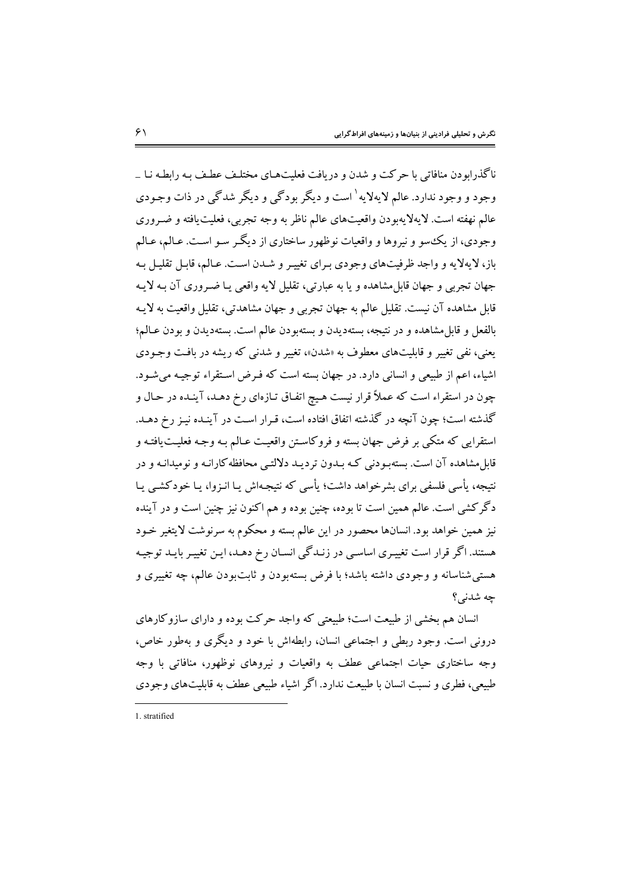ناگذرابودن منافاتی با حرکت و شدن و دریافت فعلیت‌های مختلف عطف به رابطه نا ـ وجود و وجود ندارد. عالم لایه‌لایه[1] است و دیگر بودگی و دیگر شدگی در ذات وجودی عالم نهفته است. لایه‌لایه‌بودن واقعیت‌های عالم ناظر به وجه تجربی، فعلیت‌یافته و ضروری وجودی، از یک‌سو و نیروها و واقعیات نوظهور ساختاری از دیگر سو است. عالم، عالم باز، لایه‌لایه و واجد ظرفیت‌های وجودی برای تغییر و شدن است. عالم، قابل تقلیل به جهان تجربی و جهان قابل‌مشاهده و یا به عبارتی، تقلیل لایه واقعی یا ضروری آن به لایه قابل مشاهده آن نیست. تقلیل عالم به جهان تجربی و جهان مشاهدتی، تقلیل واقعیت به لایه بالفعل و قابل‌مشاهده و در نتیجه، بسته‌دیدن و بسته‌بودن عالم است. بسته‌دیدن و بودن عالم؛ یعنی، نفی تغییر و قابلیت‌های معطوف به «شدن»، تغییر و شدنی که ریشه در بافت وجودی اشیاء، اعم از طبیعی و انسانی دارد. در جهان بسته است که فرض استقراء توجیه می‌شود. چون در استقراء است که عملاً قرار نیست هیچ اتفاق تازه‌ای رخ دهد، آینده در حال و گذشته است؛ چون آنچه در گذشته اتفاق افتاده است، قرار است در آینده نیز رخ دهد. استقرایی که متکی بر فرض جهان بسته و فروکاستن واقعیت عالم به وجه فعلیت‌یافته و قابل‌مشاهده آن است. بسته‌بودنی که بدون تردید دلالتی محافظه‌کارانه و نومیدانه و در نتیجه، یأسی فلسفی برای بشرخواهد داشت؛ یأسی که نتیجه‌اش یا انزوا، یا خودکشی یا دگرکشی است. عالم همین است تا بوده، چنین بوده و هم اکنون نیز چنین است و در آینده نیز همین خواهد بود. انسان‌ها محصور در این عالم بسته و محکوم به سرنوشت لایتغیر خود هستند. اگر قرار است تغییری اساسی در زندگی انسان رخ دهد، این تغییر باید توجیه هستی‌شناسانه و وجودی داشته باشد؛ با فرض بسته‌بودن و ثابت‌بودن عالم، چه تغییری و چه شدنی؟

انسان هم بخشی از طبیعت است؛ طبیعتی که واجد حرکت بوده و دارای سازوکارهای درونی است. وجود ربطی و اجتماعی انسان، رابطه‌اش با خود و دیگری و به‌طور خاص، وجه ساختاری حیات اجتماعی عطف به واقعیات و نیروهای نوظهور، منافاتی با وجه طبیعی، فطری و نسبت انسان با طبیعت ندارد. اگر اشیاء طبیعی عطف به قابلیت‌های وجودی

---

1. stratified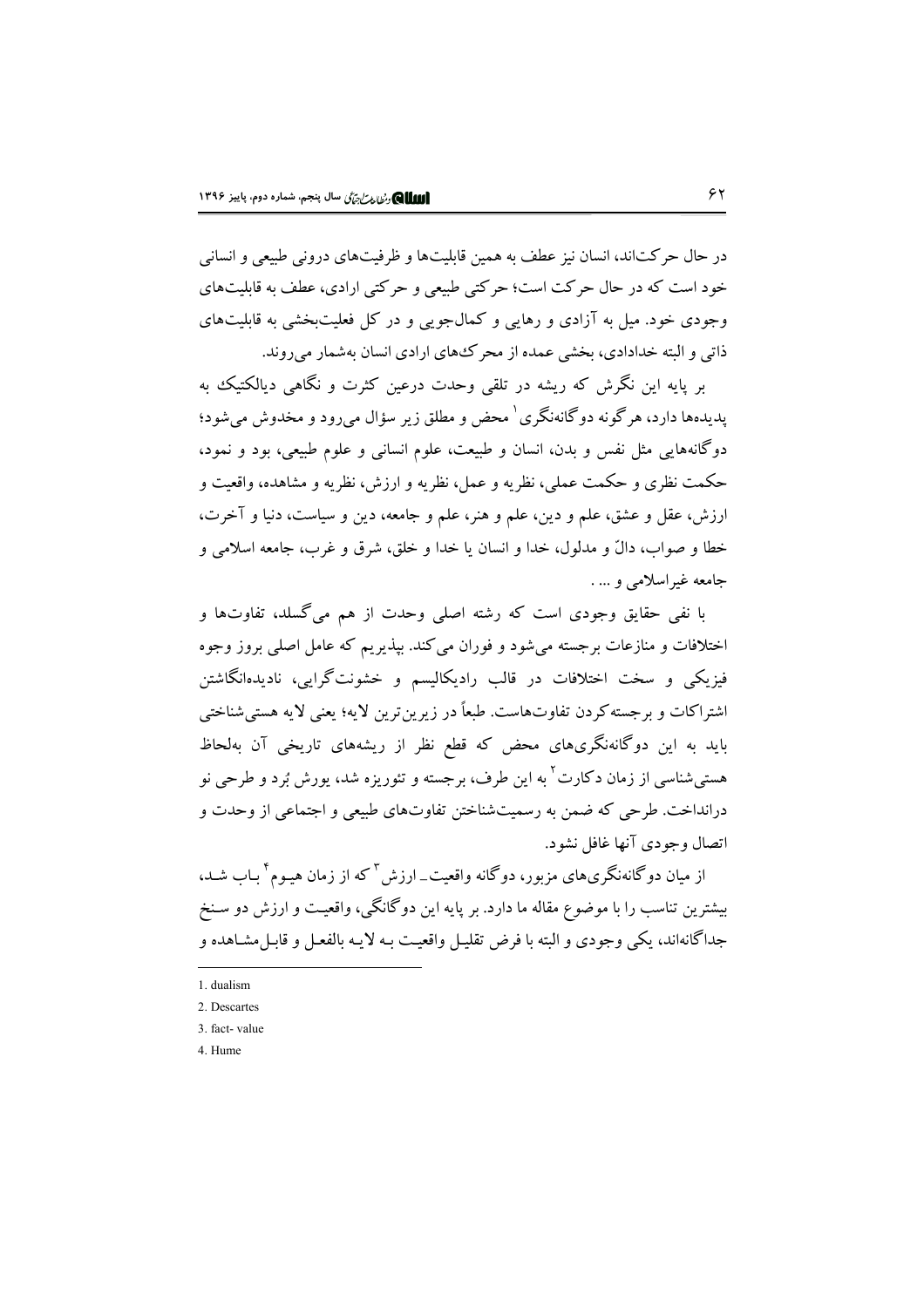در حال حرکت‌اند، انسان نیز عطف به همین قابلیت‌ها و ظرفیت‌های درونی طبیعی و انسانی خود است که در حال حرکت است؛ حرکتی طبیعی و حرکتی ارادی، عطف به قابلیت‌های وجودی خود. میل به آزادی و رهایی و کمال‌جویی و در کل فعلیت‌بخشی به قابلیت‌های ذاتی و البته خدادادی، بخشی عمده از محرک‌های ارادی انسان به‌شمار می‌روند.

بر پایه این نگرش که ریشه در تلقی وحدت درعین کثرت و نگاهی دیالکتیک به پدیده‌ها دارد، هرگونه دوگانه‌نگری[1] محض و مطلق زیر سؤال می‌رود و مخدوش می‌شود؛ دوگانه‌هایی مثل نفس و بدن، انسان و طبیعت، علوم انسانی و علوم طبیعی، بود و نمود، حکمت نظری و حکمت عملی، نظریه و عمل، نظریه و ارزش، نظریه و مشاهده، واقعیت و ارزش، عقل و عشق، علم و دین، علم و هنر، علم و جامعه، دین و سیاست، دنیا و آخرت، خطا و صواب، دالّ و مدلول، خدا و انسان یا خدا و خلق، شرق و غرب، جامعه اسلامی و جامعه غیراسلامی و ... .

با نفی حقایق وجودی است که رشته اصلی وحدت از هم می‌گسلد، تفاوت‌ها و اختلافات و منازعات برجسته می‌شود و فوران می‌کند. بپذیریم که عامل اصلی بروز وجوه فیزیکی و سخت اختلافات در قالب رادیکالیسم و خشونت‌گرایی، نادیده‌انگاشتن اشتراکات و برجسته‌کردن تفاوت‌هاست. طبعاً در زیرین‌ترین لایه؛ یعنی لایه هستی‌شناختی باید به این دوگانه‌نگری‌های محض که قطع نظر از ریشه‌های تاریخی آن به‌لحاظ هستی‌شناسی از زمان دکارت[2] به این طرف، برجسته و تئوریزه شد، یورش بُرد و طرحی نو درانداخت. طرحی که ضمن به رسمیت‌شناختن تفاوت‌های طبیعی و اجتماعی از وحدت و اتصال وجودی آنها غافل نشود.

از میان دوگانه‌نگری‌های مزبور، دوگانه واقعیت ـ ارزش[3] که از زمان هیوم[4] باب شد، بیشترین تناسب را با موضوع مقاله ما دارد. بر پایه این دوگانگی، واقعیت و ارزش دو سنخ جداگانه‌اند، یکی وجودی و البته با فرض تقلیل واقعیت به لایه بالفعل و قابل‌مشاهده و

---

1. dualism
2. Descartes
3. fact- value
4. Hume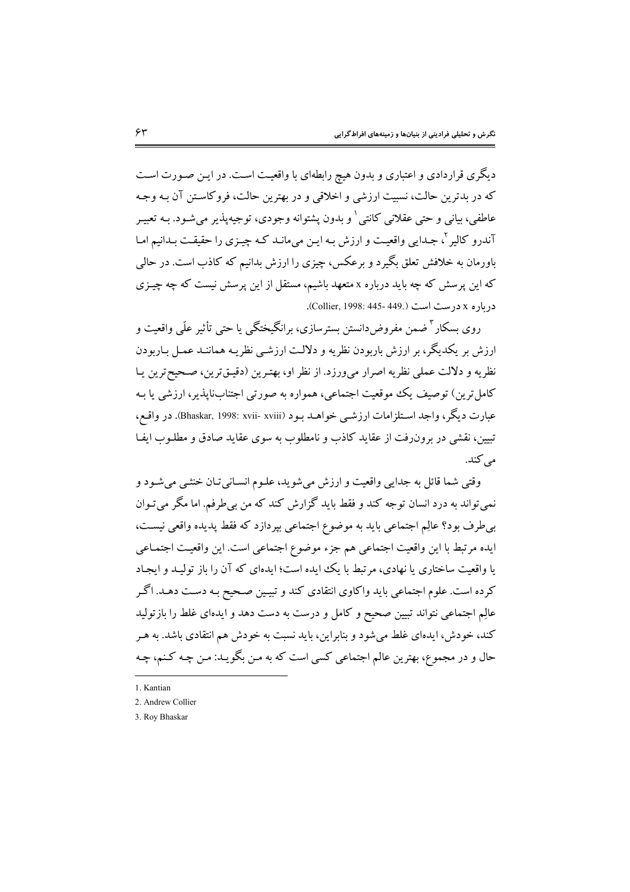دیگری قراردادی و اعتباری و بدون هیچ رابطه‌ای با واقعیت است. در این صورت است که در بدترین حالت، نسبیت ارزشی و اخلاقی و در بهترین حالت، فروکاستن آن به وجه عاطفی، بیانی و حتی عقلانی کانتی[1] و بدون پشتوانه وجودی، توجیه‌پذیر می‌شود. به تعبیر آندرو کالیر[2]، جدایی واقعیت و ارزش به این می‌ماند که چیزی را حقیقت بدانیم اما باورمان به خلافش تعلق بگیرد و برعکس، چیزی را ارزش بدانیم که کاذب است. در حالی که این پرسش که چه باید درباره x متعهد باشیم، مستقل از این پرسش نیست که چه چیزی درباره x درست است (Collier, 1998: 445- 449.).

روی بسکار[3] ضمن مفروض‌دانستن بسترسازی، برانگیختگی یا حتی تأثیر علّی واقعیت و ارزش بر یکدیگر، بر ارزش باربودن نظریه و دلالت ارزشی نظریه همانند عمل باربودن نظریه و دلالت عملی نظریه اصرار می‌ورزد. از نظر او، بهترین (دقیق‌ترین، صحیح‌ترین یا کامل‌ترین) توصیف یک موقعیت اجتماعی، همواره به صورتی اجتناب‌ناپذیر، ارزشی یا به عبارت دیگر، واجد استلزامات ارزشی خواهد بود (Bhaskar, 1998: xvii- xviii). در واقع، تبیین، نقشی در برون‌رفت از عقاید کاذب و نامطلوب به سوی عقاید صادق و مطلوب ایفا می‌کند.

وقتی شما قائل به جدایی واقعیت و ارزش می‌شوید، علوم انسانی‌تان خنثی می‌شود و نمی‌تواند به درد انسان توجه کند و فقط باید گزارش کند که من بی‌طرفم. اما مگر می‌توان بی‌طرف بود؟ عالِم اجتماعی باید به موضوع اجتماعی بپردازد که فقط پدیده واقعی نیست، ایده مرتبط با این واقعیت اجتماعی هم جزء موضوع اجتماعی است. این واقعیت اجتماعی یا واقعیت ساختاری یا نهادی، مرتبط با یک ایده است؛ ایده‌ای که آن را باز تولید و ایجاد کرده است. علوم اجتماعی باید واکاوی انتقادی کند و تبیین صحیح به دست دهد. اگر عالِم اجتماعی نتواند تبیین صحیح و کامل و درست به دست دهد و ایده‌ای غلط را بازتولید کند، خودش، ایده‌ای غلط می‌شود و بنابراین، باید نسبت به خودش هم انتقادی باشد. به هر حال و در مجموع، بهترین عالم اجتماعی کسی است که به من بگوید: من چه کنم، چه

---

1. Kantian
2. Andrew Collier
3. Roy Bhaskar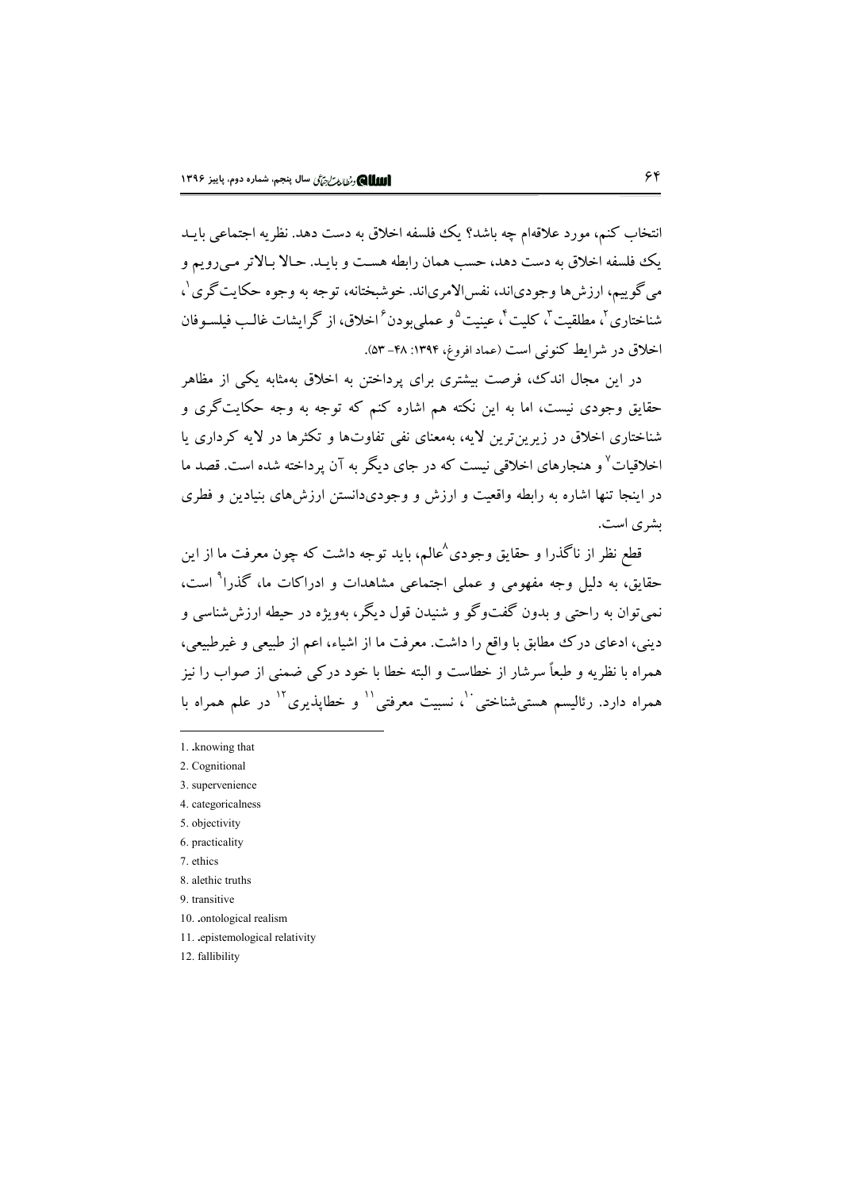انتخاب کنم، مورد علاقه‌ام چه باشد؟ یک فلسفه اخلاق به دست دهد. نظریه اجتماعی باید یک فلسفه اخلاق به دست دهد، حسب همان رابطه هست و باید. حالا بالاتر می‌رویم و می‌گوییم، ارزش‌ها وجودی‌اند، نفس‌الامری‌اند. خوشبختانه، توجه به وجوه حکایت‌گری[1]، شناختاری[2]، مطلقیت[3]، کلیت[4]، عینیت[5] و عملی‌بودن[6] اخلاق، از گرایشات غالب فیلسوفان اخلاق در شرایط کنونی است (عماد افروغ، ۱۳۹۴: ۴۸- ۵۳).

در این مجال اندک، فرصت بیشتری برای پرداختن به اخلاق به‌مثابه یکی از مظاهر حقایق وجودی نیست، اما به این نکته هم اشاره کنم که توجه به وجه حکایت‌گری و شناختاری اخلاق در زیرین‌ترین لایه، به‌معنای نفی تفاوت‌ها و تکثرها در لایه کرداری یا اخلاقیات[7] و هنجارهای اخلاقی نیست که در جای دیگر به آن پرداخته شده است. قصد ما در اینجا تنها اشاره به رابطه واقعیت و ارزش و وجودی‌دانستن ارزش‌های بنیادین و فطری بشری است.

قطع نظر از ناگذرا و حقایق وجودی[8]عالم، باید توجه داشت که چون معرفت ما از این حقایق، به دلیل وجه مفهومی و عملی اجتماعی مشاهدات و ادراکات ما، گذرا[9] است، نمی‌توان به راحتی و بدون گفت‌وگو و شنیدن قول دیگر، به‌ویژه در حیطه ارزش‌شناسی و دینی، ادعای درک مطابق با واقع را داشت. معرفت ما از اشیاء، اعم از طبیعی و غیرطبیعی، همراه با نظریه و طبعاً سرشار از خطاست و البته خطا با خود درکی ضمنی از صواب را نیز همراه دارد. رئالیسم هستی‌شناختی[10]، نسبیت معرفتی[11] و خطاپذیری[12] در علم همراه با

---

1. .knowing that
2. Cognitional
3. supervenience
4. categoricalness
5. objectivity
6. practicality
7. ethics
8. alethic truths
9. transitive
10. .ontological realism
11. .epistemological relativity
12. fallibility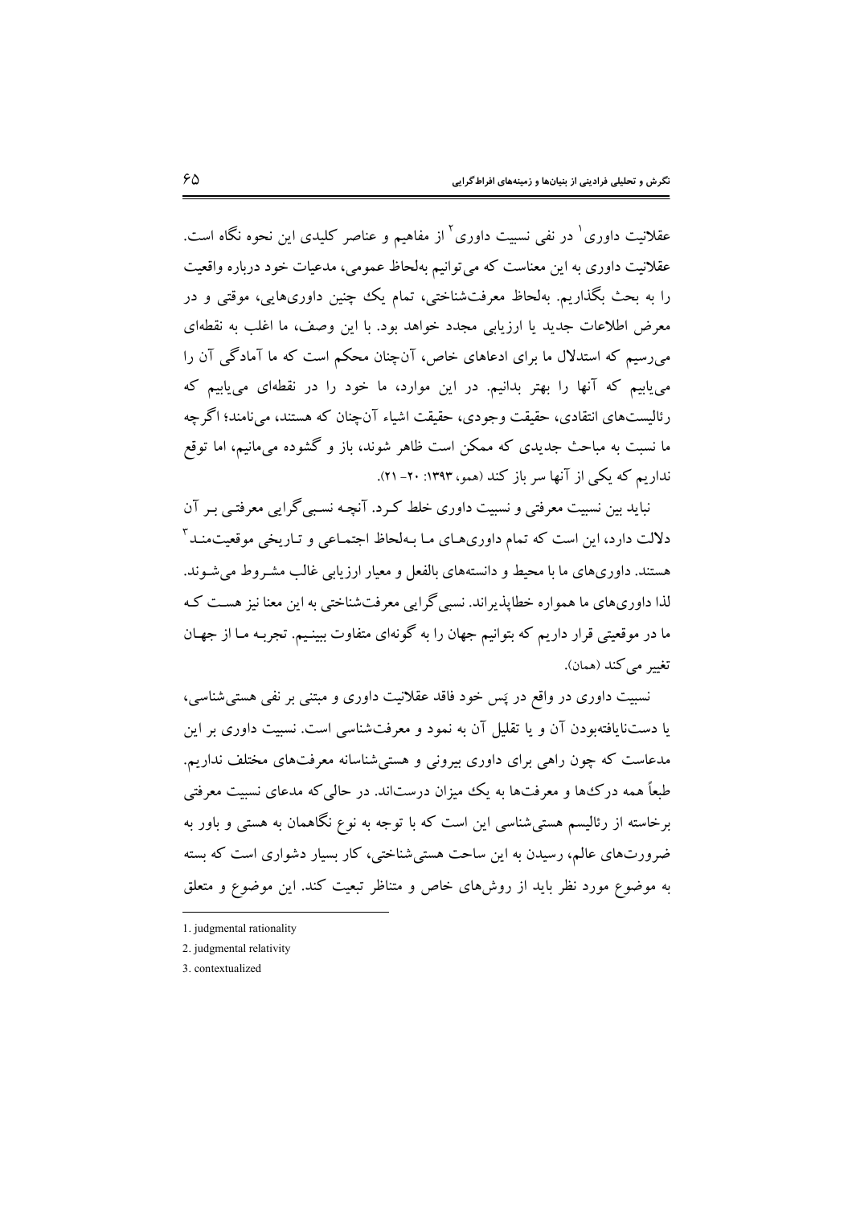عقلانیت داوری[1] در نفی نسبیت داوری[2] از مفاهیم و عناصر کلیدی این نحوه نگاه است. عقلانیت داوری به این معناست که می‌توانیم به‌لحاظ عمومی، مدعیات خود درباره واقعیت را به بحث بگذاریم. به‌لحاظ معرفت‌شناختی، تمام یک چنین داوری‌هایی، موقتی و در معرض اطلاعات جدید یا ارزیابی مجدد خواهد بود. با این وصف، ما اغلب به نقطه‌ای می‌رسیم که استدلال ما برای ادعاهای خاص، آن‌چنان محکم است که ما آمادگی آن را می‌یابیم که آنها را بهتر بدانیم. در این موارد، ما خود را در نقطه‌ای می‌یابیم که رئالیست‌های انتقادی، حقیقت وجودی، حقیقت اشیاء آن‌چنان که هستند، می‌نامند؛ اگرچه ما نسبت به مباحث جدیدی که ممکن است ظاهر شوند، باز و گشوده می‌مانیم، اما توقع نداریم که یکی از آنها سر باز کند (همو، ۱۳۹۳: ۲۰- ۲۱).

نباید بین نسبیت معرفتی و نسبیت داوری خلط کرد. آنچه نسبی‌گرایی معرفتی بر آن دلالت دارد، این است که تمام داوری‌های ما به‌لحاظ اجتماعی و تاریخی موقعیت‌مند[3] هستند. داوری‌های ما با محیط و دانسته‌های بالفعل و معیار ارزیابی غالب مشروط می‌شوند. لذا داوری‌های ما همواره خطاپذیراند. نسبی‌گرایی معرفت‌شناختی به این معنا نیز هست که ما در موقعیتی قرار داریم که بتوانیم جهان را به گونه‌ای متفاوت ببینیم. تجربه ما از جهان تغییر می‌کند (همان).

نسبیت داوری در واقع در پَس خود فاقد عقلانیت داوری و مبتنی بر نفی هستی‌شناسی، یا دست‌نایافته‌بودن آن و یا تقلیل آن به نمود و معرفت‌شناسی است. نسبیت داوری بر این مدعاست که چون راهی برای داوری بیرونی و هستی‌شناسانه معرفت‌های مختلف نداریم. طبعاً همه درک‌ها و معرفت‌ها به یک میزان درست‌اند. در حالی‌که مدعای نسبیت معرفتی برخاسته از رئالیسم هستی‌شناسی این است که با توجه به نوع نگاهمان به هستی و باور به ضرورت‌های عالم، رسیدن به این ساحت هستی‌شناختی، کار بسیار دشواری است که بسته به موضوع مورد نظر باید از روش‌های خاص و متناظر تبعیت کند. این موضوع و متعلق

---

1. judgmental rationality
2. judgmental relativity
3. contextualized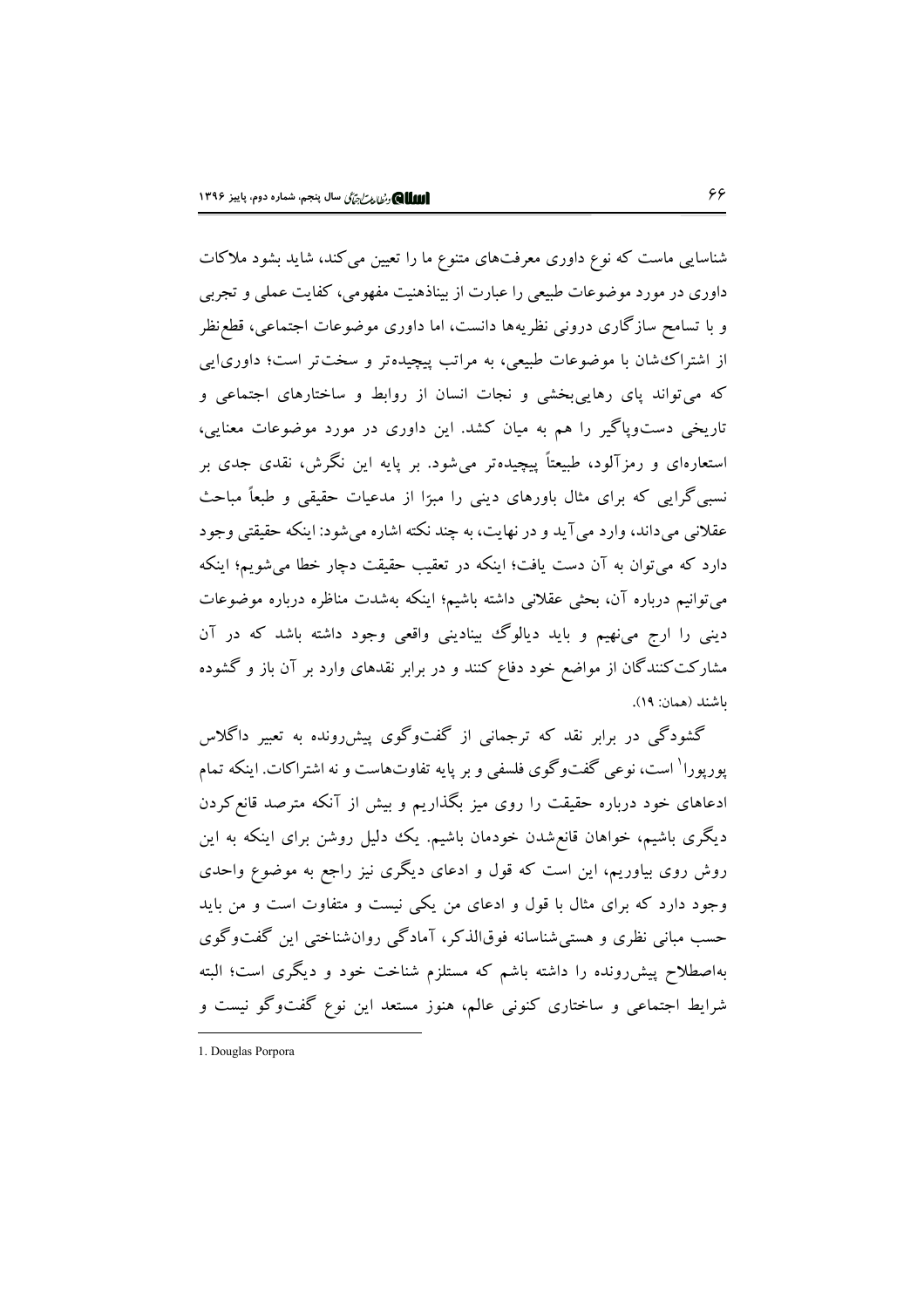شناسایی ماست که نوع داوری معرفت‌های متنوع ما را تعیین می‌کند، شاید بشود ملاکات داوری در مورد موضوعات طبیعی را عبارت از بیناذهنیت مفهومی، کفایت عملی و تجربی و با تسامح سازگاری درونی نظریه‌ها دانست، اما داوری موضوعات اجتماعی، قطع‌نظر از اشتراک‌شان با موضوعات طبیعی، به مراتب پیچیده‌تر و سخت‌تر است؛ داوری‌ایی که می‌تواند پای رهایی‌بخشی و نجات انسان از روابط و ساختارهای اجتماعی و تاریخی دست‌وپاگیر را هم به میان کشد. این داوری در مورد موضوعات معنایی، استعاره‌ای و رمزآلود، طبیعتاً پیچیده‌تر می‌شود. بر پایه این نگرش، نقدی جدی بر نسبی‌گرایی که برای مثال باورهای دینی را مبرّا از مدعیات حقیقی و طبعاً مباحث عقلانی می‌داند، وارد می‌آید و در نهایت، به چند نکته اشاره می‌شود: اینکه حقیقتی وجود دارد که می‌توان به آن دست یافت؛ اینکه در تعقیب حقیقت دچار خطا می‌شویم؛ اینکه می‌توانیم درباره آن، بحثی عقلانی داشته باشیم؛ اینکه به‌شدت مناظره درباره موضوعات دینی را ارج می‌نهیم و باید دیالوگ بینادینی واقعی وجود داشته باشد که در آن مشارکت‌کنندگان از مواضع خود دفاع کنند و در برابر نقدهای وارد بر آن باز و گشوده باشند (همان: ۱۹).

گشودگی در برابر نقد که ترجمانی از گفت‌وگوی پیش‌رونده به تعبیر داگلاس پورپورا[1] است، نوعی گفت‌وگوی فلسفی و بر پایه تفاوت‌هاست و نه اشتراکات. اینکه تمام ادعاهای خود درباره حقیقت را روی میز بگذاریم و بیش از آنکه مترصد قانع‌کردن دیگری باشیم، خواهان قانع‌شدن خودمان باشیم. یک دلیل روشن برای اینکه به این روش روی بیاوریم، این است که قول و ادعای دیگری نیز راجع به موضوع واحدی وجود دارد که برای مثال با قول و ادعای من یکی نیست و متفاوت است و من باید حسب مبانی نظری و هستی‌شناسانه فوق‌الذکر، آمادگی روان‌شناختی این گفت‌وگوی به‌اصطلاح پیش‌رونده را داشته باشم که مستلزم شناخت خود و دیگری است؛ البته شرایط اجتماعی و ساختاری کنونی عالم، هنوز مستعد این نوع گفت‌وگو نیست و

---

1. Douglas Porpora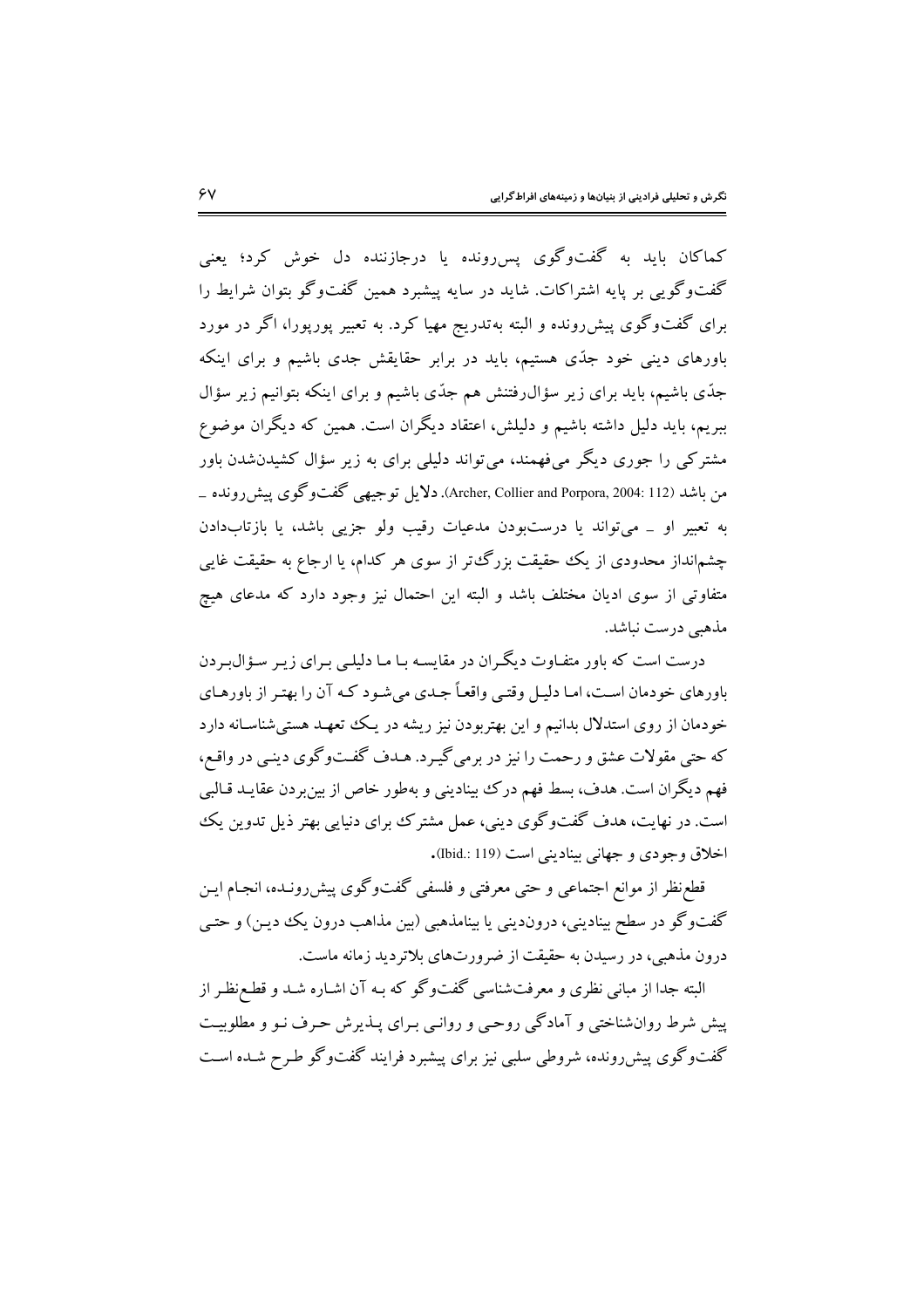کماکان باید به گفت‌وگوی پس‌رونده یا درجازننده دل خوش کرد؛ یعنی گفت‌وگویی بر پایه اشتراکات. شاید در سایه پیشبرد همین گفت‌وگو بتوان شرایط را برای گفت‌وگوی پیش‌رونده و البته به‌تدریج مهیا کرد. به تعبیر پورپورا، اگر در مورد باورهای دینی خود جدّی هستیم، باید در برابر حقایقش جدی باشیم و برای اینکه جدّی باشیم، باید برای زیر سؤال‌رفتنش هم جدّی باشیم و برای اینکه بتوانیم زیر سؤال ببریم، باید دلیل داشته باشیم و دلیلش، اعتقاد دیگران است. همین که دیگران موضوع مشترکی را جوری دیگر می‌فهمند، می‌تواند دلیلی برای به زیر سؤال کشیدن‌شدن باور من باشد (Archer, Collier and Porpora, 2004: 112). دلایل توجیهی گفت‌وگوی پیش‌رونده ـ به تعبیر او ـ می‌تواند یا درست‌بودن مدعیات رقیب ولو جزیی باشد، یا بازتاب‌دادن چشم‌انداز محدودی از یک حقیقت بزرگ‌تر از سوی هر کدام، یا ارجاع به حقیقت غایی متفاوتی از سوی ادیان مختلف باشد و البته این احتمال نیز وجود دارد که مدعای هیچ مذهبی درست نباشد.

درست است که باور متفاوت دیگران در مقایسه با ما دلیلی برای زیر سؤال‌بردن باورهای خودمان است، اما دلیل وقتی واقعاً جدی می‌شود که آن را بهتر از باورهای خودمان از روی استدلال بدانیم و این بهتربودن نیز ریشه در یک تعهد هستی‌شناسانه دارد که حتی مقولات عشق و رحمت را نیز در برمی‌گیرد. هدف گفت‌وگوی دینی در واقع، فهم دیگران است. هدف، بسط فهم درک بینادینی و به‌طور خاص از بین‌بردن عقاید قالبی است. در نهایت، هدف گفت‌وگوی دینی، عمل مشترک برای دنیایی بهتر ذیل تدوین یک اخلاق وجودی و جهانی بینادینی است (Ibid.: 119).

قطع‌نظر از موانع اجتماعی و حتی معرفتی و فلسفی گفت‌وگوی پیش‌رونده، انجام این گفت‌وگو در سطح بینادینی، درون‌دینی یا بینامذهبی (بین مذاهب درون یک دین) و حتی درون مذهبی، در رسیدن به حقیقت از ضرورت‌های بلاتردید زمانه ماست.

البته جدا از مبانی نظری و معرفت‌شناسی گفت‌وگو که به آن اشاره شد و قطع‌نظر از پیش شرط روان‌شناختی و آمادگی روحی و روانی برای پذیرش حرف نو و مطلوبیت گفت‌وگوی پیش‌رونده، شروطی سلبی نیز برای پیشبرد فرایند گفت‌وگو طرح شده است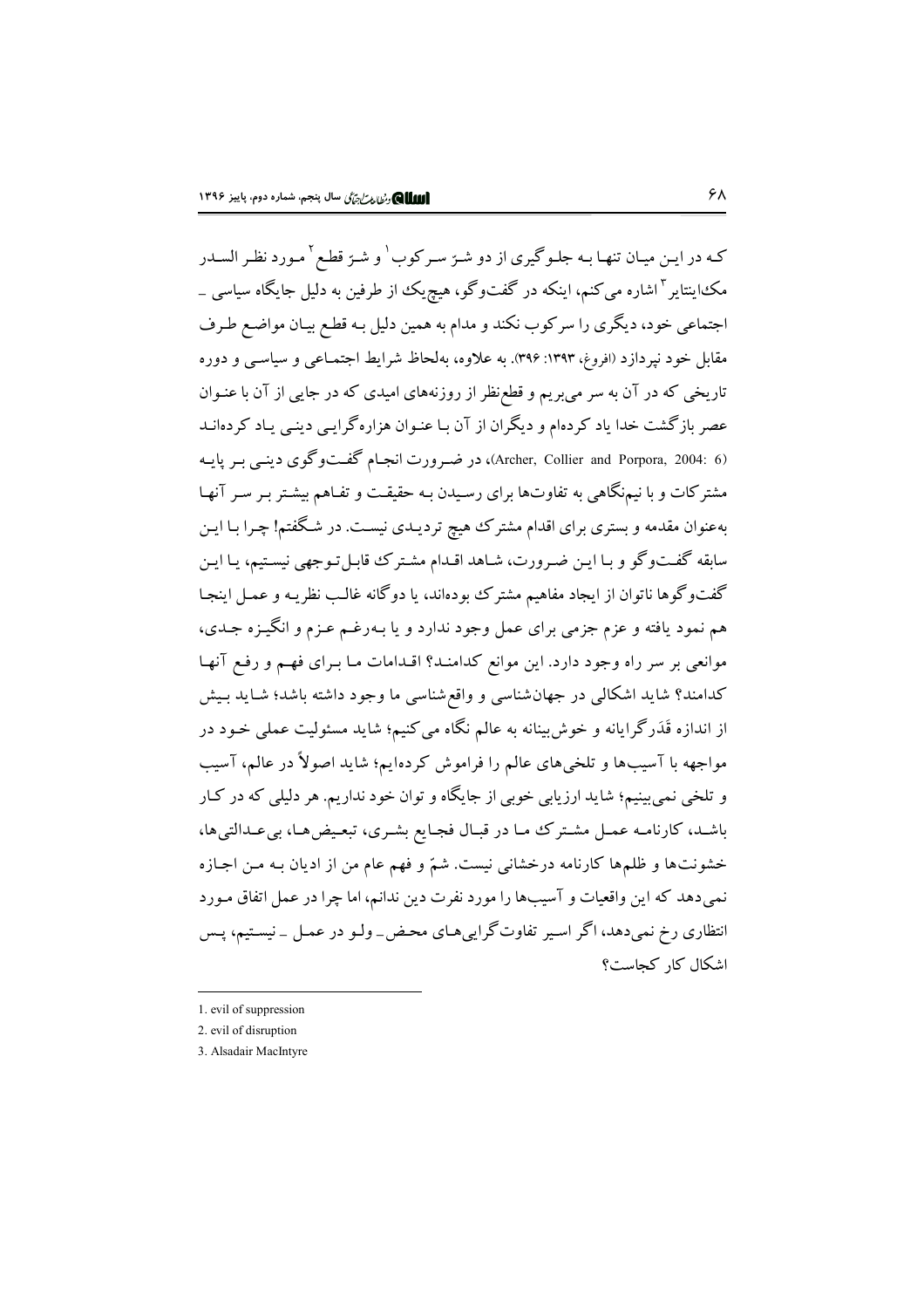کـه در ایـن میـان تنهـا بـه جلـوگیری از دو شـرّ سـرکوب[1] و شـرّ قطـع[2] مـورد نظـر السـدر مک‌اینتایر[3] اشاره می‌کنم، اینکه در گفت‌وگو، هیچ‌یک از طرفین به دلیل جایگاه سیاسی ـ اجتماعی خود، دیگری را سرکوب نکند و مدام به همین دلیل بـه قطـع بیـان مواضـع طـرف مقابل خود نپردازد (افروغ، ۱۳۹۳: ۳۹۶). به علاوه، به‌لحاظ شرایط اجتمـاعی و سیاسـی و دوره تاریخی که در آن به سر می‌بریم و قطع‌نظر از روزنه‌های امیدی که در جایی از آن با عنـوان عصر بازگشت خدا یاد کرده‌ام و دیگران از آن بـا عنـوان هزاره‌گرایـی دینـی یـاد کرده‌انـد (Archer, Collier and Porpora, 2004: 6)، در ضـرورت انجـام گفت‌وگوی دینـی بـر پایـه مشترکات و با نیم‌نگاهی به تفاوت‌ها برای رسـیدن بـه حقیقـت و تفـاهم بیشـتر بـر سـر آنهـا به‌عنوان مقدمه و بستری برای اقدام مشترک هیچ تردیـدی نیسـت. در شـگفتم! چـرا بـا ایـن سابقه گفـت‌وگو و بـا ایـن ضـرورت، شـاهد اقـدام مشـترک قابـل‌تـوجهی نیسـتیم، یـا ایـن گفت‌وگوها ناتوان از ایجاد مفاهیم مشترک بوده‌اند، یا دوگانه غالـب نظریـه و عمـل اینجـا هم نمود یافته و عزم جزمی برای عمل وجود ندارد و یا بـه‌رغـم عـزم و انگیـزه جـدی، موانعی بر سر راه وجود دارد. این موانع کدامنـد؟ اقـدامات مـا بـرای فهـم و رفـع آنهـا کدامند؟ شاید اشکالی در جهان‌شناسی و واقع‌شناسی ما وجود داشته باشد؛ شـاید بـیش از اندازه قَدَرگرایانه و خوش‌بینانه به عالم نگاه می‌کنیم؛ شاید مسئولیت عملی خـود در مواجهه با آسیب‌ها و تلخی‌های عالم را فراموش کرده‌ایم؛ شاید اصولاً در عالم، آسیب و تلخی نمی‌بینیم؛ شاید ارزیابی خوبی از جایگاه و توان خود نداریم. هر دلیلی که در کـار باشـد، کارنامـه عمـل مشـترک مـا در قبـال فجـایع بشـری، تبعـیض‌هـا، بی‌عـدالتی‌ها، خشونت‌ها و ظلم‌ها کارنامه درخشانی نیست. شمّ و فهم عام من از ادیان بـه مـن اجـازه نمی‌دهد که این واقعیات و آسیب‌ها را مورد نفرت دین ندانم، اما چرا در عمل اتفاق مـورد انتظاری رخ نمی‌دهد، اگر اسیر تفاوت‌گرایی‌هـای محـض ـ ولـو در عمـل ـ نیسـتیم، پـس اشکال کار کجاست؟

---

1. evil of suppression
2. evil of disruption
3. Alsadair MacIntyre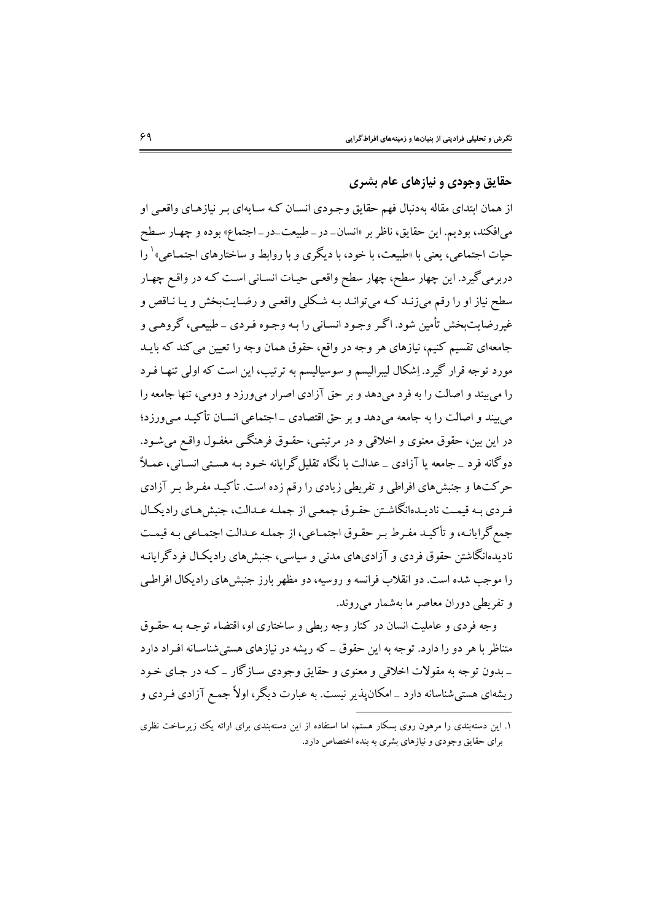## حقایق وجودی و نیازهای عام بشری

از همان ابتدای مقاله به‌دنبال فهم حقایق وجودی انسان که سایه‌ای بر نیازهای واقعی او می‌افکند، بودیم. این حقایق، ناظر بر «انسان- در- طبیعت-در- اجتماع» بوده و چهار سطح حیات اجتماعی، یعنی با «طبیعت، با خود، با دیگری و با روابط و ساختارهای اجتماعی»[1] را دربرمی‌گیرد. این چهار سطح، چهار سطح واقعی حیات انسانی است که در واقع چهار سطح نیاز او را رقم می‌زنند که می‌توانند به شکلی واقعی و رضایت‌بخش و یا ناقص و غیررضایت‌بخش تأمین شود. اگر وجود انسانی را به وجوه فردی ـ طبیعی، گروهی و جامعه‌ای تقسیم کنیم، نیازهای هر وجه در واقع، حقوق همان وجه را تعیین می‌کند که باید مورد توجه قرار گیرد. اِشکال لیبرالیسم و سوسیالیسم به ترتیب، این است که اولی تنها فرد را می‌بیند و اصالت را به فرد می‌دهد و بر حق آزادی اصرار می‌ورزد و دومی، تنها جامعه را می‌بیند و اصالت را به جامعه می‌دهد و بر حق اقتصادی ـ اجتماعی انسان تأکید می‌ورزد؛ در این بین، حقوق معنوی و اخلاقی و در مرتبتی، حقوق فرهنگی مغفول واقع می‌شود. دوگانه فرد ـ جامعه یا آزادی ـ عدالت با نگاه تقلیل‌گرایانه خود به هستی انسانی، عملاً حرکت‌ها و جنبش‌های افراطی و تفریطی زیادی را رقم زده است. تأکید مفرط بر آزادی فردی به قیمت نادیده‌انگاشتن حقوق جمعی از جمله عدالت، جنبش‌های رادیکال جمع‌گرایانه، و تأکید مفرط بر حقوق اجتماعی، از جمله عدالت اجتماعی به قیمت نادیده‌انگاشتن حقوق فردی و آزادی‌های مدنی و سیاسی، جنبش‌های رادیکال فردگرایانه را موجب شده است. دو انقلاب فرانسه و روسیه، دو مظهر بارز جنبش‌های رادیکال افراطی و تفریطی دوران معاصر ما به‌شمار می‌روند.

وجه فردی و عاملیت انسان در کنار وجه ربطی و ساختاری او، اقتضاء توجه به حقوق متناظر با هر دو را دارد. توجه به این حقوق ـ که ریشه در نیازهای هستی‌شناسانه افراد دارد ـ بدون توجه به مقولات اخلاقی و معنوی و حقایق وجودی سازگار ـ که در جای خود ریشه‌ای هستی‌شناسانه دارد ـ امکان‌پذیر نیست. به عبارت دیگر، اولاً جمع آزادی فردی و

---

[1]. این دسته‌بندی را مرهون روی بسکار هستم، اما استفاده از این دسته‌بندی برای ارائه یک زیرساخت نظری برای حقایق وجودی و نیازهای بشری به بنده اختصاص دارد.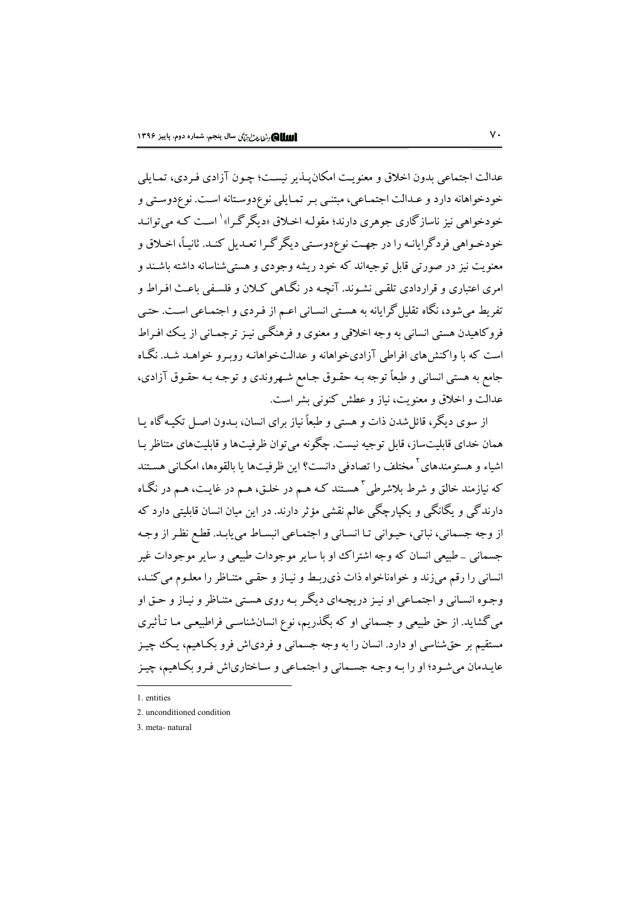عدالت اجتماعی بدون اخلاق و معنویت امکان‌پذیر نیست؛ چون آزادی فردی، تمایلی خودخواهانه دارد و عدالت اجتماعی، مبتنی بر تمایلی نوع‌دوستانه است. نوع‌دوستی و خودخواهی نیز ناسازگاری جوهری دارند؛ مقوله اخلاق «دیگرگرا»[1] است که می‌تواند خودخواهی فردگرایانه را در جهت نوع‌دوستی دیگرگرا تعدیل کند. ثانیاً، اخلاق و معنویت نیز در صورتی قابل توجیه‌اند که خود ریشه وجودی و هستی‌شناسانه داشته باشند و امری اعتباری و قراردادی تلقی نشوند. آنچه در نگاهی کلان و فلسفی باعث افراط و تفریط می‌شود، نگاه تقلیل‌گرایانه به هستی انسانی اعم از فردی و اجتماعی است. حتی فروکاهیدن هستی انسانی به وجه اخلاقی و معنوی و فرهنگی نیز ترجمانی از یک افراط است که با واکنش‌های افراطی آزادی‌خواهانه و عدالت‌خواهانه روبرو خواهد شد. نگاه جامع به هستی انسانی و طبعاً توجه به حقوق جامع شهروندی و توجه به حقوق آزادی، عدالت و اخلاق و معنویت، نیاز و عطش کنونی بشر است.

از سوی دیگر، قائل‌شدن ذات و هستی و طبعاً نیاز برای انسان، بدون اصل تکیه‌گاه یا همان خدای قابلیت‌ساز، قابل توجیه نیست. چگونه می‌توان ظرفیت‌ها و قابلیت‌های متناظر با اشیاء و هستومندهای[2] مختلف را تصادفی دانست؟ این ظرفیت‌ها یا بالقوه‌ها، امکانی هستند که نیازمند خالق و شرط بلاشرطی[3] هستند که هم در خلق، هم در غایت، هم در نگاه دارندگی و یگانگی و یکپارچگی عالم نقشی مؤثر دارند. در این میان انسان قابلیتی دارد که از وجه جسمانی، نباتی، حیوانی تا انسانی و اجتماعی انبساط می‌یابد. قطع نظر از وجه جسمانی ـ طبیعی انسان که وجه اشتراک او با سایر موجودات طبیعی و سایر موجودات غیر انسانی را رقم می‌زند و خواه‌ناخواه ذات ذی‌ربط و نیاز و حقی متناظر را معلوم می‌کند، وجوه انسانی و اجتماعی او نیز دریچه‌ای دیگر به روی هستی متناظر و نیاز و حق او می‌گشاید. از حق طبیعی و جسمانی او که بگذریم، نوع انسان‌شناسی فراطبیعی ما تأثیری مستقیم بر حق‌شناسی او دارد. انسان را به وجه جسمانی و فردی‌اش فرو بکاهیم، یک چیز عایدمان می‌شود؛ او را به وجه جسمانی و اجتماعی و ساختاری‌اش فرو بکاهیم، چیز

---

1. entities
2. unconditioned condition
3. meta- natural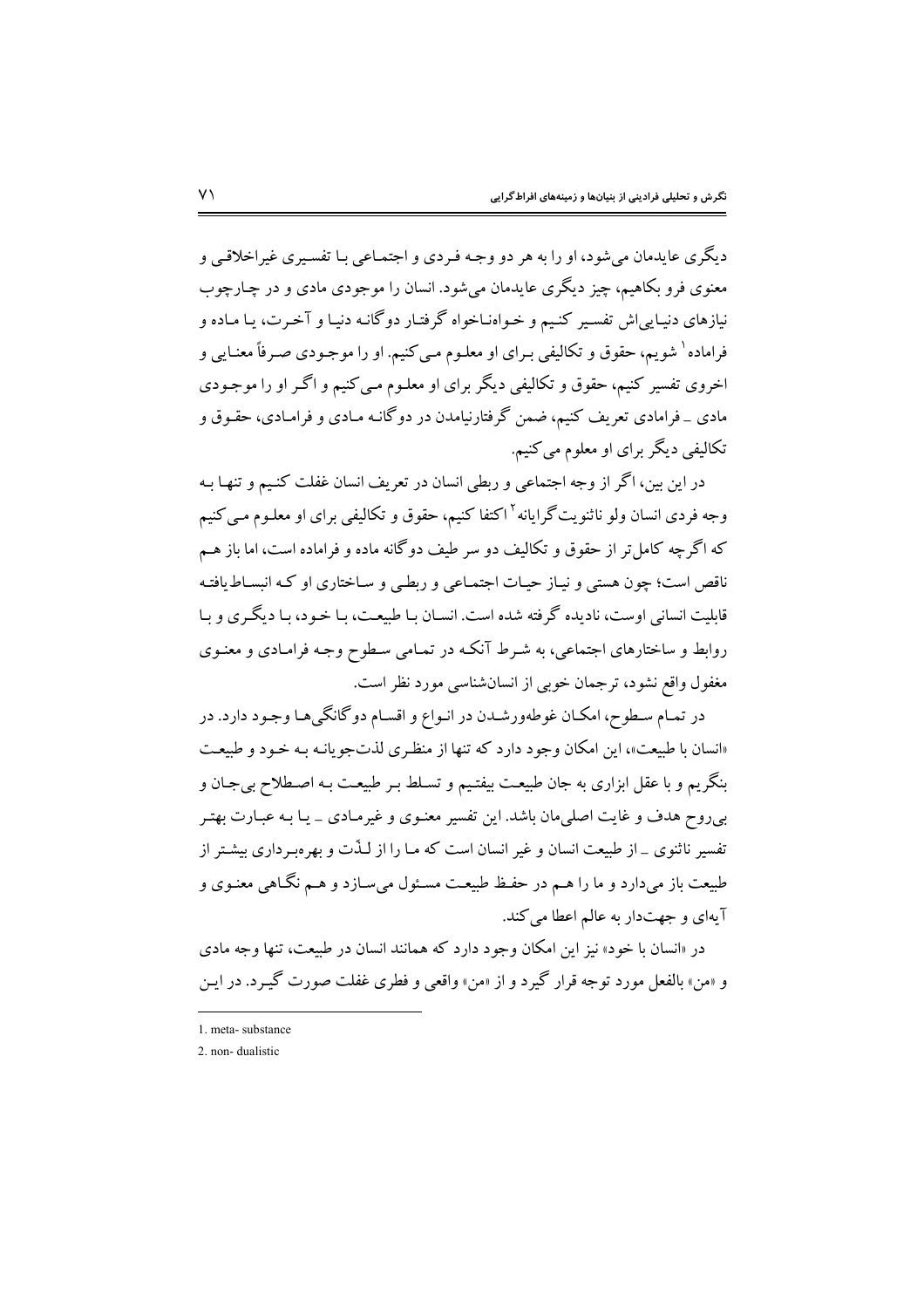دیگری عایدمان می‌شود، او را به هر دو وجه فردی و اجتماعی با تفسیری غیراخلاقی و معنوی فرو بکاهیم، چیز دیگری عایدمان می‌شود. انسان را موجودی مادی و در چارچوب نیازهای دنیایی‌اش تفسیر کنیم و خواهناخواه گرفتار دوگانه دنیا و آخرت، یا ماده و فراماده[1] شویم، حقوق و تکالیفی برای او معلوم می‌کنیم. او را موجودی صرفاً معنایی و اخروی تفسیر کنیم، حقوق و تکالیفی دیگر برای او معلوم می‌کنیم و اگر او را موجودی مادی ـ فرامادی تعریف کنیم، ضمن گرفتارنیامدن در دوگانه مادی و فرامادی، حقوق و تکالیفی دیگر برای او معلوم می‌کنیم.

در این بین، اگر از وجه اجتماعی و ربطی انسان در تعریف انسان غفلت کنیم و تنها به وجه فردی انسان ولو ناثنویت‌گرایانه[2] اکتفا کنیم، حقوق و تکالیفی برای او معلوم می‌کنیم که اگرچه کامل‌تر از حقوق و تکالیف دو سر طیف دوگانه ماده و فراماده است، اما باز هم ناقص است؛ چون هستی و نیاز حیات اجتماعی و ربطی و ساختاری او که انبساط‌یافته قابلیت انسانی اوست، نادیده گرفته شده است. انسان با طبیعت، با خود، با دیگری و با روابط و ساختارهای اجتماعی، به شرط آنکه در تمامی سطوح وجه فرامادی و معنوی مغفول واقع نشود، ترجمان خوبی از انسان‌شناسی مورد نظر است.

در تمام سطوح، امکان غوطه‌ورشدن در انواع و اقسام دوگانگی‌ها وجود دارد. در «انسان با طبیعت»، این امکان وجود دارد که تنها از منظری لذت‌جویانه به خود و طبیعت بنگریم و با عقل ابزاری به جان طبیعت بیفتیم و تسلط بر طبیعت به اصطلاح بی‌جان و بی‌روح هدف و غایت اصلی‌مان باشد. این تفسیر معنوی و غیرمادی ـ یا به عبارت بهتر تفسیر ناثنوی ـ از طبیعت انسان و غیر انسان است که ما را از لذّت و بهره‌برداری بیشتر از طبیعت باز می‌دارد و ما را هم در حفظ طبیعت مسئول می‌سازد و هم نگاهی معنوی و آیه‌ای و جهت‌دار به عالم اعطا می‌کند.

در «انسان با خود» نیز این امکان وجود دارد که همانند انسان در طبیعت، تنها وجه مادی و «من» بالفعل مورد توجه قرار گیرد و از «من» واقعی و فطری غفلت صورت گیرد. در این

---

1. meta- substance

2. non- dualistic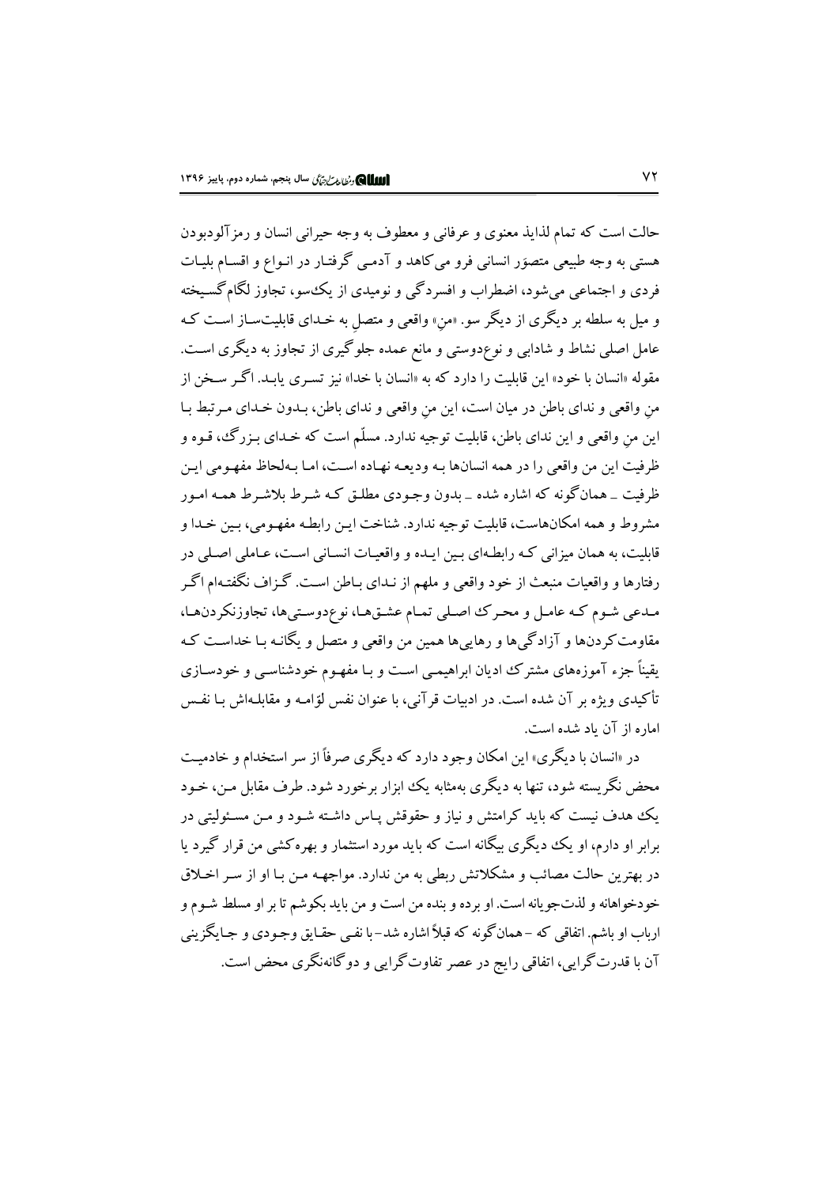حالت است که تمام لذایذ معنوی و عرفانی و معطوف به وجه حیرانی انسان و رمزآلودبودن هستی به وجه طبیعی متصوَر انسانی فرو می‌کاهد و آدمی گرفتار در انواع و اقسام بلیات فردی و اجتماعی می‌شود، اضطراب و افسردگی و نومیدی از یک‌سو، تجاوز لگام‌گسیخته و میل به سلطه بر دیگری از دیگر سو. «منِ» واقعی و متصل به خدای قابلیت‌ساز است که عامل اصلی نشاط و شادابی و نوع‌دوستی و مانع عمده جلوگیری از تجاوز به دیگری است. مقوله «انسان با خود» این قابلیت را دارد که به «انسان با خدا» نیز تسری یابد. اگر سخن از منِ واقعی و ندای باطن در میان است، این منِ واقعی و ندای باطن، بدون خدای مرتبط با این منِ واقعی و این ندای باطن، قابلیت توجیه ندارد. مسلّم است که خدای بزرگ، قوه و ظرفیت این من واقعی را در همه انسان‌ها به ودیعه نهاده است، اما به‌لحاظ مفهومی این ظرفیت ـ همان‌گونه که اشاره شده ـ بدون وجودی مطلق که شرط بلاشرط همه امور مشروط و همه امکان‌هاست، قابلیت توجیه ندارد. شناخت این رابطه مفهومی، بین خدا و قابلیت، به همان میزانی که رابطه‌ای بین ایده و واقعیات انسانی است، عاملی اصلی در رفتارها و واقعیات منبعث از خود واقعی و ملهم از ندای باطن است. گزاف نگفته‌ام اگر مدعی شوم که عامل و محرک اصلی تمام عشق‌ها، نوع‌دوستی‌ها، تجاوزنکردن‌ها، مقاومت‌کردن‌ها و آزادگی‌ها و رهایی‌ها همین من واقعی و متصل و یگانه با خداست که یقیناً جزء آموزه‌های مشترک ادیان ابراهیمی است و با مفهوم خودشناسی و خودسازی تأکیدی ویژه بر آن شده است. در ادبیات قرآنی، با عنوان نفس لوّامه و مقابله‌اش با نفس اماره از آن یاد شده است.

در «انسان با دیگری» این امکان وجود دارد که دیگری صرفاً از سر استخدام و خادمیت محض نگریسته شود، تنها به دیگری به‌مثابه یک ابزار برخورد شود. طرف مقابل من، خود یک هدف نیست که باید کرامتش و نیاز و حقوقش پاس داشته شود و من مسئولیتی در برابر او دارم، او یک دیگری بیگانه است که باید مورد استثمار و بهره‌کشی من قرار گیرد یا در بهترین حالت مصائب و مشکلاتش ربطی به من ندارد. مواجهه من با او از سر اخلاق خودخواهانه و لذت‌جویانه است. او برده و بنده من است و من باید بکوشم تا بر او مسلط شوم و ارباب او باشم. اتفاقی که ـ همان‌گونه که قبلاً اشاره شد ـ با نفی حقایق وجودی و جایگزینی آن با قدرت‌گرایی، اتفاقی رایج در عصر تفاوت‌گرایی و دوگانه‌نگری محض است.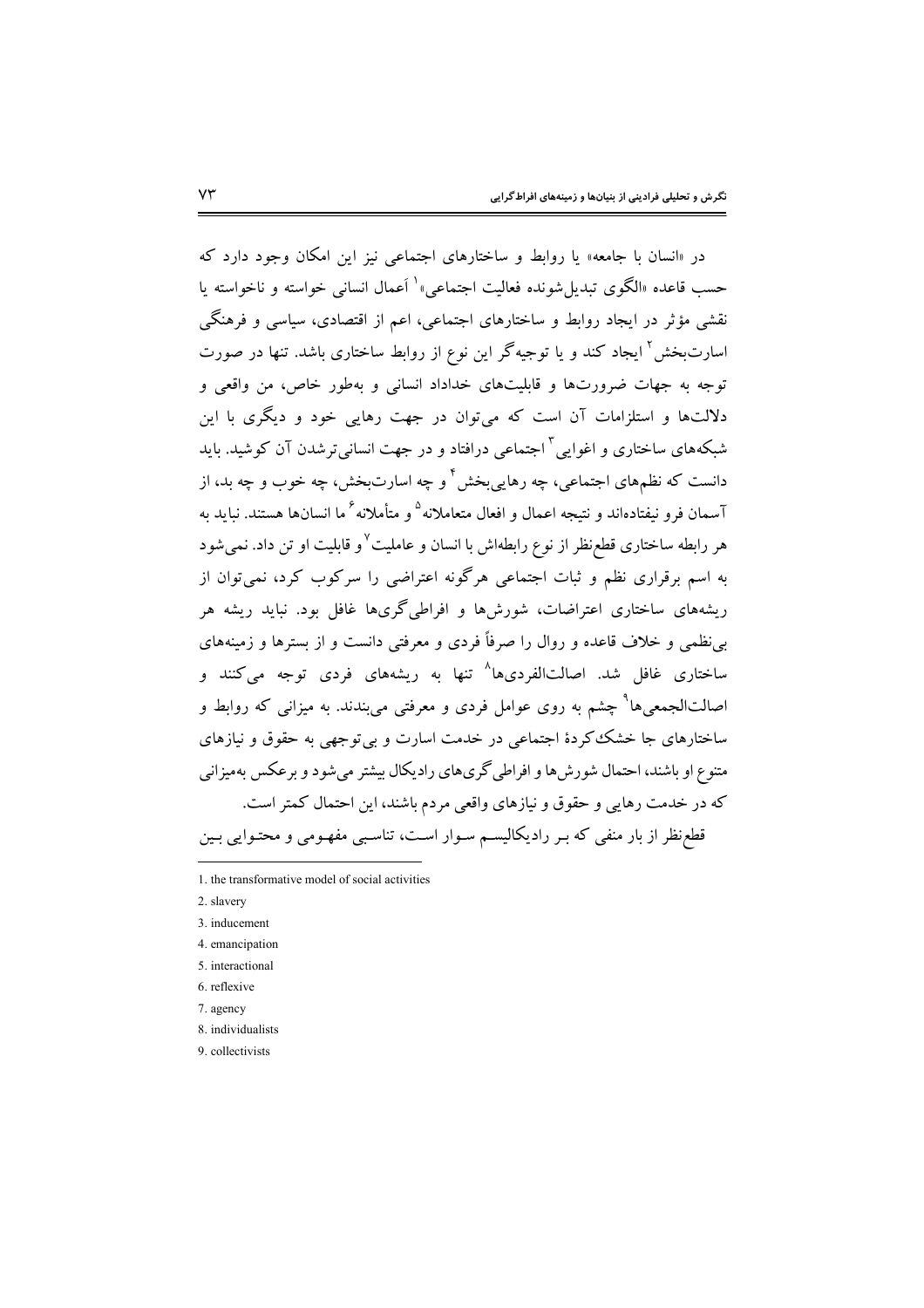در «انسان با جامعه» یا روابط و ساختارهای اجتماعی نیز این امکان وجود دارد که حسب قاعده «الگوی تبدیل‌شونده فعالیت اجتماعی»[1] اَعمال انسانی خواسته و ناخواسته یا نقشی مؤثر در ایجاد روابط و ساختارهای اجتماعی، اعم از اقتصادی، سیاسی و فرهنگی اسارت‌بخش[2] ایجاد کند و یا توجیه‌گر این نوع از روابط ساختاری باشد. تنها در صورت توجه به جهات ضرورت‌ها و قابلیت‌های خداداد انسانی و به‌طور خاص، من واقعی و دلالت‌ها و استلزامات آن است که می‌توان در جهت رهایی خود و دیگری با این شبکه‌های ساختاری و اغوایی[3] اجتماعی درافتاد و در جهت انسانی‌ترشدن آن کوشید. باید دانست که نظم‌های اجتماعی، چه رهایی‌بخش[4] و چه اسارت‌بخش، چه خوب و چه بد، از آسمان فرو نیفتاده‌اند و نتیجه اعمال و افعال متعاملانه[5] و متأملانه[6] ما انسان‌ها هستند. نباید به هر رابطه ساختاری قطع‌نظر از نوع رابطه‌اش با انسان و عاملیت[7] و قابلیت او تن داد. نمی‌شود به اسم برقراری نظم و ثبات اجتماعی هرگونه اعتراضی را سرکوب کرد، نمی‌توان از ریشه‌های ساختاری اعتراضات، شورش‌ها و افراطی‌گری‌ها غافل بود. نباید ریشه هر بی‌نظمی و خلاف قاعده و روال را صرفاً فردی و معرفتی دانست و از بسترها و زمینه‌های ساختاری غافل شد. اصالت‌الفردی‌ها[8] تنها به ریشه‌های فردی توجه می‌کنند و اصالت‌الجمعی‌ها[9] چشم به روی عوامل فردی و معرفتی می‌بندند. به میزانی که روابط و ساختارهای جا خشک‌کردهٔ اجتماعی در خدمت اسارت و بی‌توجهی به حقوق و نیازهای متنوع او باشند، احتمال شورش‌ها و افراطی‌گری‌های رادیکال بیشتر می‌شود و برعکس به‌میزانی که در خدمت رهایی و حقوق و نیازهای واقعی مردم باشند، این احتمال کمتر است.

قطع‌نظر از بار منفی که بر رادیکالیسم سوار است، تناسبی مفهومی و محتوایی بین

---

1. the transformative model of social activities
2. slavery
3. inducement
4. emancipation
5. interactional
6. reflexive
7. agency
8. individualists
9. collectivists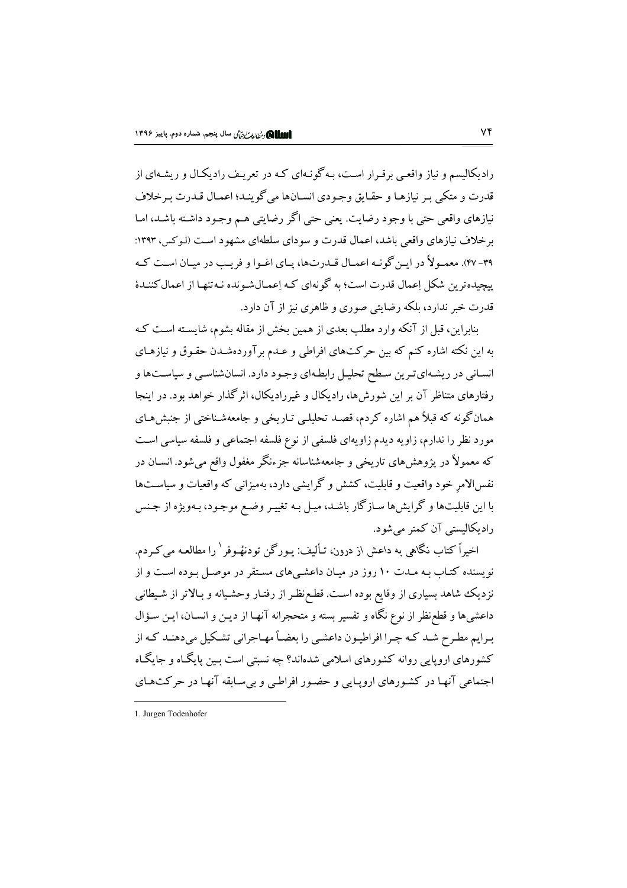رادیکالیسم و نیاز واقعی برقرار است، به‌گونه‌ای که در تعریف رادیکال و ریشه‌ای از قدرت و متکی بر نیازها و حقایق وجودی انسان‌ها می‌گویند؛ اعمال قدرت برخلاف نیازهای واقعی حتی با وجود رضایت. یعنی حتی اگر رضایتی هم وجود داشته باشد، اما برخلاف نیازهای واقعی باشد، اعمال قدرت و سودای سلطه‌ای مشهود است (لوکس، ۱۳۹۳: ۳۹- ۴۷). معمولاً در این‌گونه اعمال قدرت‌ها، پای اغوا و فریب در میان است که پیچیده‌ترین شکل اِعمال قدرت است؛ به گونه‌ای که اِعمال‌شونده نه‌تنها از اعمال‌کنندهٔ قدرت خبر ندارد، بلکه رضایتی صوری و ظاهری نیز از آن دارد.

بنابراین، قبل از آنکه وارد مطلب بعدی از همین بخش از مقاله بشوم، شایسته است که به این نکته اشاره کنم که بین حرکت‌های افراطی و عدم برآورده‌شدن حقوق و نیازهای انسانی در ریشه‌ای‌ترین سطح تحلیل رابطه‌ای وجود دارد. انسان‌شناسی و سیاست‌ها و رفتارهای متناظر آن بر این شورش‌ها، رادیکال و غیررادیکال، اثرگذار خواهد بود. در اینجا همان‌گونه که قبلاً هم اشاره کردم، قصد تحلیلی تاریخی و جامعه‌شناختی از جنبش‌های مورد نظر را ندارم، زاویه دیدم زاویه‌ای فلسفی از نوع فلسفه اجتماعی و فلسفه سیاسی است که معمولاً در پژوهش‌های تاریخی و جامعه‌شناسانه جزءنگر مغفول واقع می‌شود. انسان در نفس‌الامرِ خود واقعیت و قابلیت، کشش و گرایشی دارد، به‌میزانی که واقعیات و سیاست‌ها با این قابلیت‌ها و گرایش‌ها سازگار باشد، میل به تغییر وضع موجود، به‌ویژه از جنس رادیکالیستی آن کمتر می‌شود.

اخیراً کتاب نگاهی به داعش از درون، تألیف: یورگن تودنهُوفر[1] را مطالعه می‌کردم. نویسنده کتاب به مدت ۱۰ روز در میان داعشی‌های مستقر در موصل بوده است و از نزدیک شاهد بسیاری از وقایع بوده است. قطع‌نظر از رفتار وحشیانه و بالاتر از شیطانی داعشی‌ها و قطع‌نظر از نوع نگاه و تفسیر بسته و متحجرانه آنها از دین و انسان، این سؤال برایم مطرح شد که چرا افراطیون داعشی را بعضاً مهاجرانی تشکیل می‌دهند که از کشورهای اروپایی روانه کشورهای اسلامی شده‌اند؟ چه نسبتی است بین پایگاه و جایگاه اجتماعی آنها در کشورهای اروپایی و حضور افراطی و بی‌سابقه آنها در حرکت‌های

---

1. Jurgen Todenhofer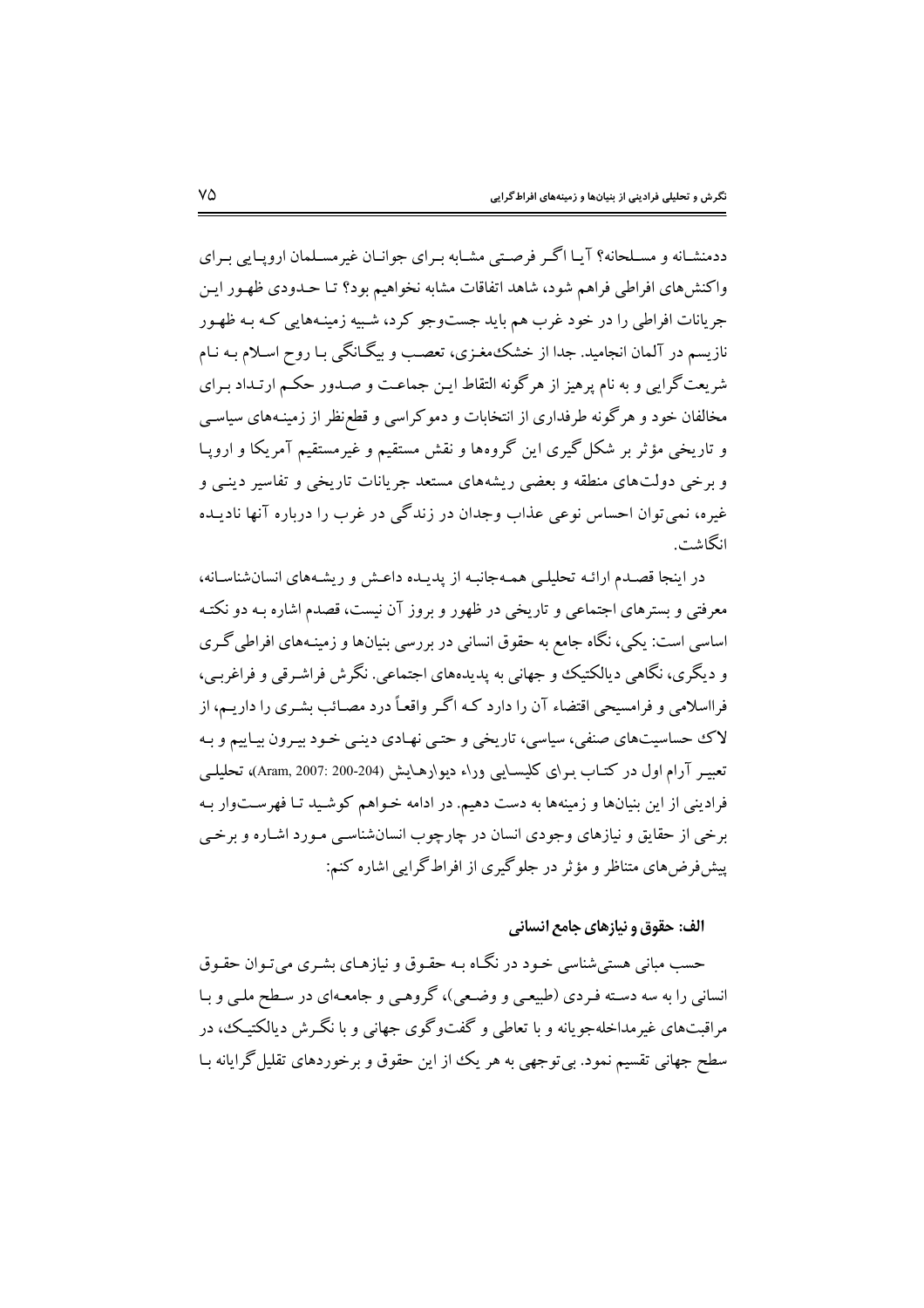ددمنشانه و مسلحانه؟ آیا اگر فرصتی مشابه برای جوانان غیرمسلمان اروپایی برای واکنش‌های افراطی فراهم شود، شاهد اتفاقات مشابه نخواهیم بود؟ تا حدودی ظهور این جریانات افراطی را در خود غرب هم باید جست‌وجو کرد، شبیه زمینه‌هایی که به ظهور نازیسم در آلمان انجامید. جدا از خشک‌مغزی، تعصب و بیگانگی با روح اسلام به نام شریعت‌گرایی و به نام پرهیز از هرگونه التقاط این جماعت و صدور حکم ارتداد برای مخالفان خود و هرگونه طرفداری از انتخابات و دموکراسی و قطع‌نظر از زمینه‌های سیاسی و تاریخی مؤثر بر شکل‌گیری این گروه‌ها و نقش مستقیم و غیرمستقیم آمریکا و اروپا و برخی دولت‌های منطقه و بعضی ریشه‌های مستعد جریانات تاریخی و تفاسیر دینی و غیره، نمی‌توان احساس نوعی عذاب وجدان در زندگی در غرب را درباره آنها نادیده انگاشت.

در اینجا قصدم ارائه تحلیلی همه‌جانبه از پدیده داعش و ریشه‌های انسان‌شناسانه، معرفتی و بسترهای اجتماعی و تاریخی در ظهور و بروز آن نیست، قصدم اشاره به دو نکته اساسی است: یکی، نگاه جامع به حقوق انسانی در بررسی بنیان‌ها و زمینه‌های افراطی‌گری و دیگری، نگاهی دیالکتیک و جهانی به پدیده‌های اجتماعی. نگرش فراشرقی و فراغربی، فرااسلامی و فرامسیحی اقتضاء آن را دارد که اگر واقعاً درد مصائب بشری را داریم، از لاک حساسیت‌های صنفی، سیاسی، تاریخی و حتی نهادی دینی خود بیرون بیاییم و به تعبیر آرام اول در کتاب برای کلیسایی وراء دیوارهایش (Aram, 2007: 200-204)، تحلیلی فرادینی از این بنیان‌ها و زمینه‌ها به دست دهیم. در ادامه خواهم کوشید تا فهرست‌وار به برخی از حقایق و نیازهای وجودی انسان در چارچوب انسان‌شناسی مورد اشاره و برخی پیش‌فرض‌های متناظر و مؤثر در جلوگیری از افراط‌گرایی اشاره کنم:

### الف: حقوق و نیازهای جامع انسانی

حسب مبانی هستی‌شناسی خود در نگاه به حقوق و نیازهای بشری می‌توان حقوق انسانی را به سه دسته فردی (طبیعی و وضعی)، گروهی و جامعه‌ای در سطح ملی و با مراقبت‌های غیرمداخله‌جویانه و با تعاطی و گفت‌وگوی جهانی و با نگرش دیالکتیک، در سطح جهانی تقسیم نمود. بی‌توجهی به هر یک از این حقوق و برخوردهای تقلیل‌گرایانه با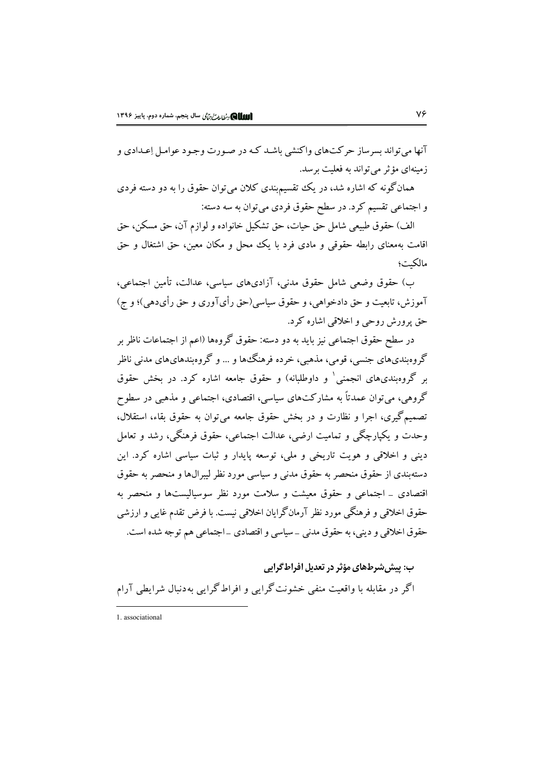آنها می‌تواند بسرساز حرکت‌های واکنشی باشـد کـه در صـورت وجـود عوامـل اِعـدادی و زمینه‌ای مؤثر می‌تواند به فعلیت برسد.

همان‌گونه که اشاره شد، در یک تقسیم‌بندی کلان می‌توان حقوق را به دو دسته فردی و اجتماعی تقسیم کرد. در سطح حقوق فردی می‌توان به سه دسته:

الف) حقوق طبیعی شامل حق حیات، حق تشکیل خانواده و لوازم آن، حق مسکن، حق اقامت به‌معنای رابطه حقوقی و مادی فرد با یک محل و مکان معین، حق اشتغال و حق مالکیت؛

ب) حقوق وضعی شامل حقوق مدنی، آزادی‌های سیاسی، عدالت، تأمین اجتماعی، آموزش، تابعیت و حق دادخواهی، و حقوق سیاسی(حق رأی‌آوری و حق رأی‌دهی)؛ و ج) حق پرورش روحی و اخلاقی اشاره کرد.

در سطح حقوق اجتماعی نیز باید به دو دسته: حقوق گروه‌ها (اعم از اجتماعات ناظر بر گروه‌بندی‌های جنسی، قومی، مذهبی، خرده فرهنگ‌ها و ... و گروه‌بندهای‌های مدنی ناظر بر گروه‌بندی‌های انجمنی[1] و داوطلبانه) و حقوق جامعه اشاره کرد. در بخش حقوق گروهی، می‌توان عمدتاً به مشارکت‌های سیاسی، اقتصادی، اجتماعی و مذهبی در سطوح تصمیم‌گیری، اجرا و نظارت و در بخش حقوق جامعه می‌توان به حقوق بقاء، استقلال، وحدت و یکپارچگی و تمامیت ارضی، عدالت اجتماعی، حقوق فرهنگی، رشد و تعامل دینی و اخلاقی و هویت تاریخی و ملی، توسعه پایدار و ثبات سیاسی اشاره کرد. این دسته‌بندی از حقوق منحصر به حقوق مدنی و سیاسی مورد نظر لیبرال‌ها و منحصر به حقوق اقتصادی ـ اجتماعی و حقوق معیشت و سلامت مورد نظر سوسیالیست‌ها و منحصر به حقوق اخلاقی و فرهنگی مورد نظر آرمان‌گرایان اخلاقی نیست. با فرض تقدم غایی و ارزشی حقوق اخلاقی و دینی، به حقوق مدنی ـ سیاسی و اقتصادی ـ اجتماعی هم توجه شده است.

### ب: پیش‌شرط‌های مؤثر در تعدیل افراط‌گرایی

اگر در مقابله با واقعیت منفی خشونت‌گرایی و افراط‌گرایی به‌دنبال شرایطی آرام

---

1. associational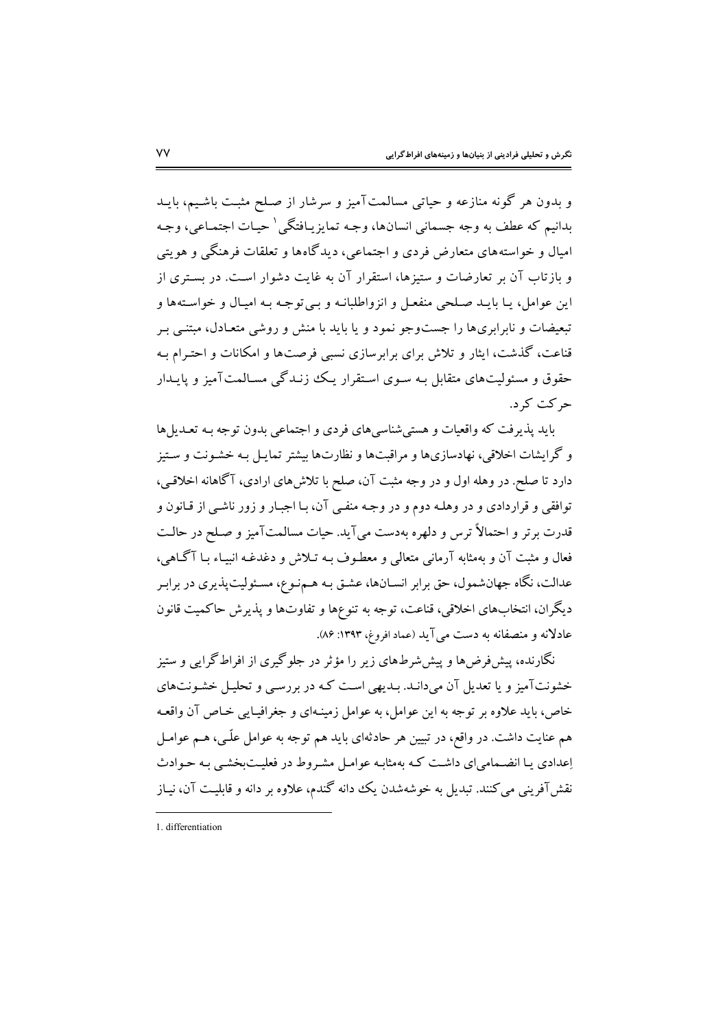و بدون هر گونه منازعه و حیاتی مسالمت‌آمیز و سرشار از صلح مثبت باشیم، باید بدانیم که عطف به وجه جسمانی انسان‌ها، وجه تمایزیافتگی[1] حیات اجتماعی، وجه امیال و خواسته‌های متعارض فردی و اجتماعی، دیدگاه‌ها و تعلقات فرهنگی و هویتی و بازتاب آن بر تعارضات و ستیزها، استقرار آن به غایت دشوار است. در بستری از این عوامل، یا باید صلحی منفعل و انزواطلبانه و بی‌توجه به امیال و خواسته‌ها و تبعیضات و نابرابری‌ها را جست‌وجو نمود و یا باید با منش و روشی متعادل، مبتنی بر قناعت، گذشت، ایثار و تلاش برای برابرسازی نسبی فرصت‌ها و امکانات و احترام به حقوق و مسئولیت‌های متقابل به سوی استقرار یک زندگی مسالمت‌آمیز و پایدار حرکت کرد.

باید پذیرفت که واقعیات و هستی‌شناسی‌های فردی و اجتماعی بدون توجه به تعدیل‌ها و گرایشات اخلاقی، نهادسازی‌ها و مراقبت‌ها و نظارت‌ها بیشتر تمایل به خشونت و ستیز دارد تا صلح. در وهله اول و در وجه مثبت آن، صلح با تلاش‌های ارادی، آگاهانه اخلاقی، توافقی و قراردادی و در وهله دوم و در وجه منفی آن، با اجبار و زور ناشی از قانون و قدرت برتر و احتمالاً ترس و دلهره به‌دست می‌آید. حیات مسالمت‌آمیز و صلح در حالت فعال و مثبت آن و به‌مثابه آرمانی متعالی و معطوف به تلاش و دغدغه انبیاء با آگاهی، عدالت، نگاه جهان‌شمول، حق برابر انسان‌ها، عشق به هم‌نوع، مسئولیت‌پذیری در برابر دیگران، انتخاب‌های اخلاقی، قناعت، توجه به تنوع‌ها و تفاوت‌ها و پذیرش حاکمیت قانون عادلانه و منصفانه به دست می‌آید (عماد افروغ، ۱۳۹۳: ۸۶).

نگارنده، پیش‌فرض‌ها و پیش‌شرط‌های زیر را مؤثر در جلوگیری از افراط‌گرایی و ستیز خشونت‌آمیز و یا تعدیل آن می‌داند. بدیهی است که در بررسی و تحلیل خشونت‌های خاص، باید علاوه بر توجه به این عوامل، به عوامل زمینه‌ای و جغرافیایی خاص آن واقعه هم عنایت داشت. در واقع، در تبیین هر حادثه‌ای باید هم توجه به عوامل علّی، هم عوامل اِعدادی یا انضمامی‌ای داشت که به‌مثابه عوامل مشروط در فعلیت‌بخشی به حوادث نقش‌آفرینی می‌کنند. تبدیل به خوشه‌شدن یک دانه گندم، علاوه بر دانه و قابلیت آن، نیاز

---

1. differentiation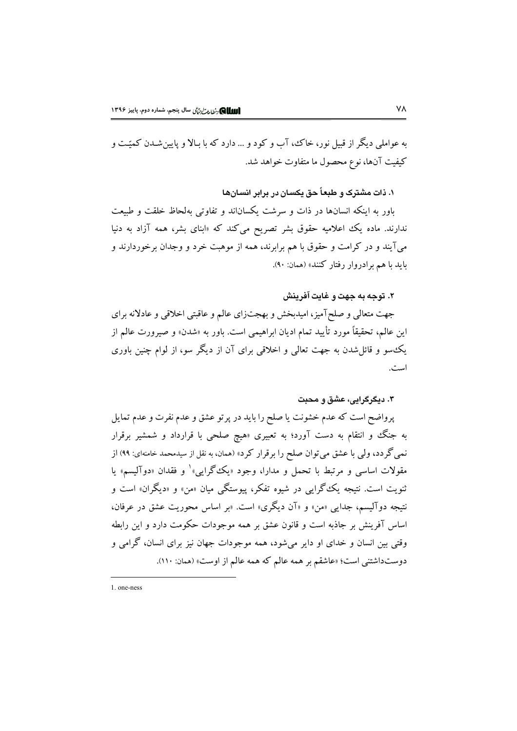به عواملی دیگر از قبیل نور، خاک، آب و کود و ... دارد که با بـالا و پایین‌شـدن کمیّـت و کیفیت آن‌ها، نوع محصول ما متفاوت خواهد شد.

### ۱. ذات مشترک و طبعاً حق یکسان در برابر انسان‌ها

باور به اینکه انسان‌ها در ذات و سرشت یکسان‌اند و تفاوتی به‌لحاظ خلقت و طبیعت ندارند. ماده یک اعلامیه حقوق بشر تصریح می‌کند که «ابنای بشر، همه آزاد به دنیا می‌آیند و در کرامت و حقوق با هم برابرند، همه از موهبت خرد و وجدان برخوردارند و باید با هم برادروار رفتار کنند» (همان: ۹۰).

### ۲. توجه به جهت و غایت آفرینش

جهت متعالی و صلح‌آمیز، امیدبخش و بهجت‌زای عالم و عاقبتی اخلاقی و عادلانه برای این عالم، تحقیقاً مورد تأیید تمام ادیان ابراهیمی است. باور به «شدن» و صیرورت عالم از یک‌سو و قائل‌شدن به جهت تعالی و اخلاقی برای آن از دیگر سو، از لوام چنین باوری است.

### ۳. دیگرگرایی، عشق و محبت

پرواضح است که عدم خشونت یا صلح را باید در پرتو عشق و عدم نفرت و عدم تمایل به جنگ و انتقام به دست آورد؛ به تعبیری «هیچ صلحی با قرارداد و شمشیر برقرار نمی‌گردد، ولی با عشق می‌توان صلح را برقرار کرد» (همان، به نقل از سیدمحمد خامنه‌ای: ۹۹) از مقولات اساسی و مرتبط با تحمل و مدارا، وجود «یک‌گرایی»[1] و فقدان «دوآلیسم» یا ثنویت است. نتیجه یک‌گرایی در شیوه تفکر، پیوستگی میان «من» و «دیگران» است و نتیجه دوآلیسم، جدایی «من» و «آن دیگری» است. «بر اساس محوریت عشق در عرفان، اساس آفرینش بر جاذبه است و قانون عشق بر همه موجودات حکومت دارد و این رابطه وقتی بین انسان و خدای او دایر می‌شود، همه موجودات جهان نیز برای انسان، گرامی و دوست‌داشتنی است؛ «عاشقم بر همه عالم که همه عالم از اوست» (همان: ۱۱۰).

---

1. one-ness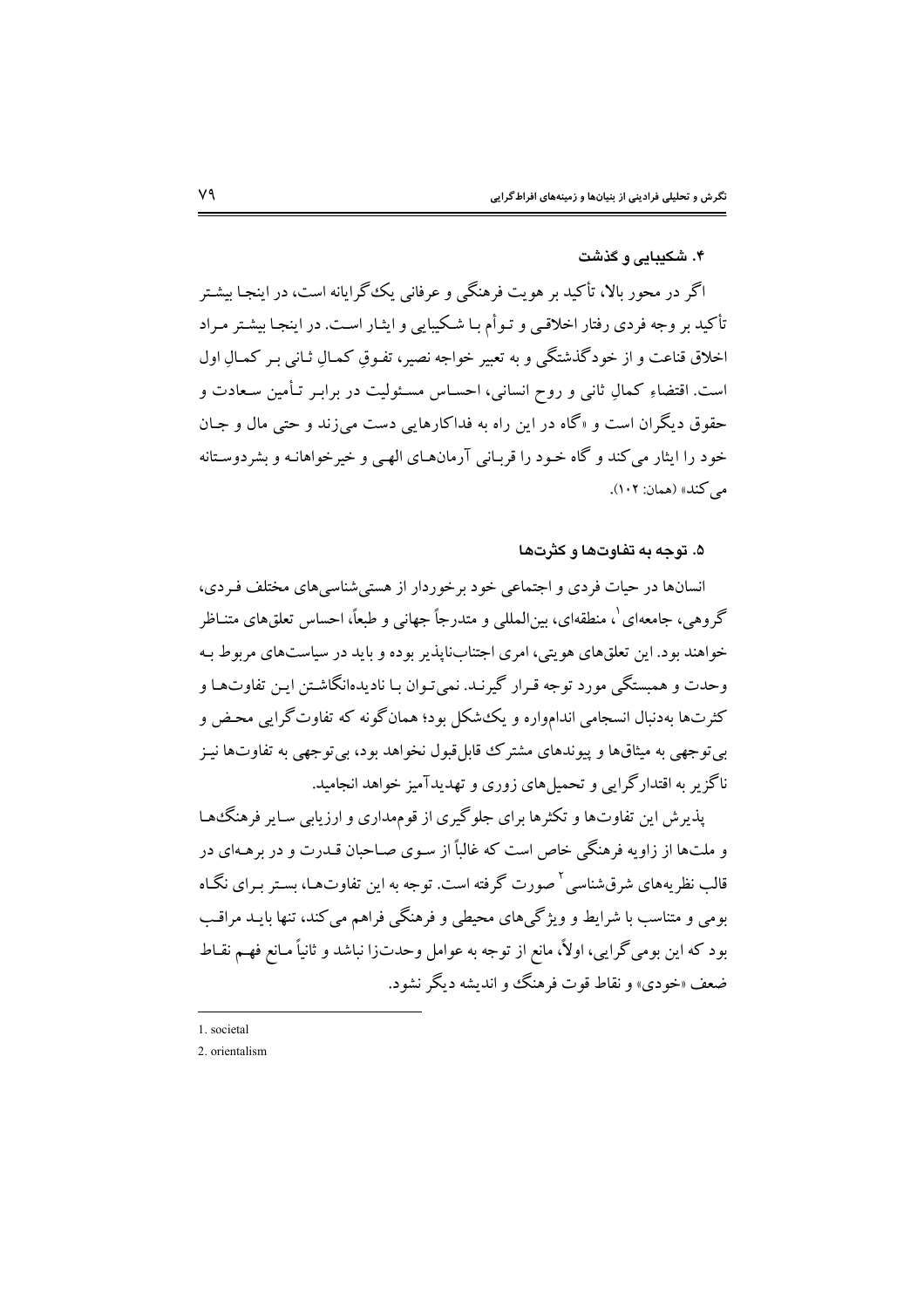### ۴. شکیبایی و گذشت

اگر در محور بالا، تأکید بر هویت فرهنگی و عرفانی یک‌گرایانه است، در اینجا بیشتر تأکید بر وجه فردی رفتار اخلاقی و توأم با شکیبایی و ایثار است. در اینجا بیشتر مراد اخلاق قناعت و از خودگذشتگی و به تعبیر خواجه نصیر، تفوقِ کمالِ ثانی بر کمالِ اول است. اقتضاءِ کمالِ ثانی و روح انسانی، احساس مسئولیت در برابر تأمین سعادت و حقوق دیگران است و «گاه در این راه به فداکارهایی دست می‌زند و حتی مال و جان خود را ایثار می‌کند و گاه خود را قربانی آرمان‌های الهی و خیرخواهانه و بشردوستانه می‌کند» (همان: ۱۰۲).

### ۵. توجه به تفاوت‌ها و کثرت‌ها

انسان‌ها در حیات فردی و اجتماعی خود برخوردار از هستی‌شناسی‌های مختلف فردی، گروهی، جامعه‌ای[1]، منطقه‌ای، بین‌المللی و متدرجاً جهانی و طبعاً، احساس تعلق‌های متناظر خواهند بود. این تعلق‌های هویتی، امری اجتناب‌ناپذیر بوده و باید در سیاست‌های مربوط به وحدت و همبستگی مورد توجه قرار گیرند. نمی‌توان با نادیده‌انگاشتن این تفاوت‌ها و کثرت‌ها به‌دنبال انسجامی اندام‌واره و یک‌شکل بود؛ همان‌گونه که تفاوت‌گرایی محض و بی‌توجهی به میثاق‌ها و پیوندهای مشترک قابل‌قبول نخواهد بود، بی‌توجهی به تفاوت‌ها نیز ناگزیر به اقتدارگرایی و تحمیل‌های زوری و تهدیدآمیز خواهد انجامید.

پذیرش این تفاوت‌ها و تکثرها برای جلوگیری از قوم‌مداری و ارزیابی سایر فرهنگ‌ها و ملت‌ها از زاویه فرهنگی خاص است که غالباً از سوی صاحبان قدرت و در برهه‌ای در قالب نظریه‌های شرق‌شناسی[2] صورت گرفته است. توجه به این تفاوت‌ها، بستر برای نگاه بومی و متناسب با شرایط و ویژگی‌های محیطی و فرهنگی فراهم می‌کند، تنها باید مراقب بود که این بومی‌گرایی، اولاً، مانع از توجه به عوامل وحدت‌زا نباشد و ثانیاً مانع فهم نقاط ضعف «خودی» و نقاط قوت فرهنگ و اندیشه دیگر نشود.

---

1. societal
2. orientalism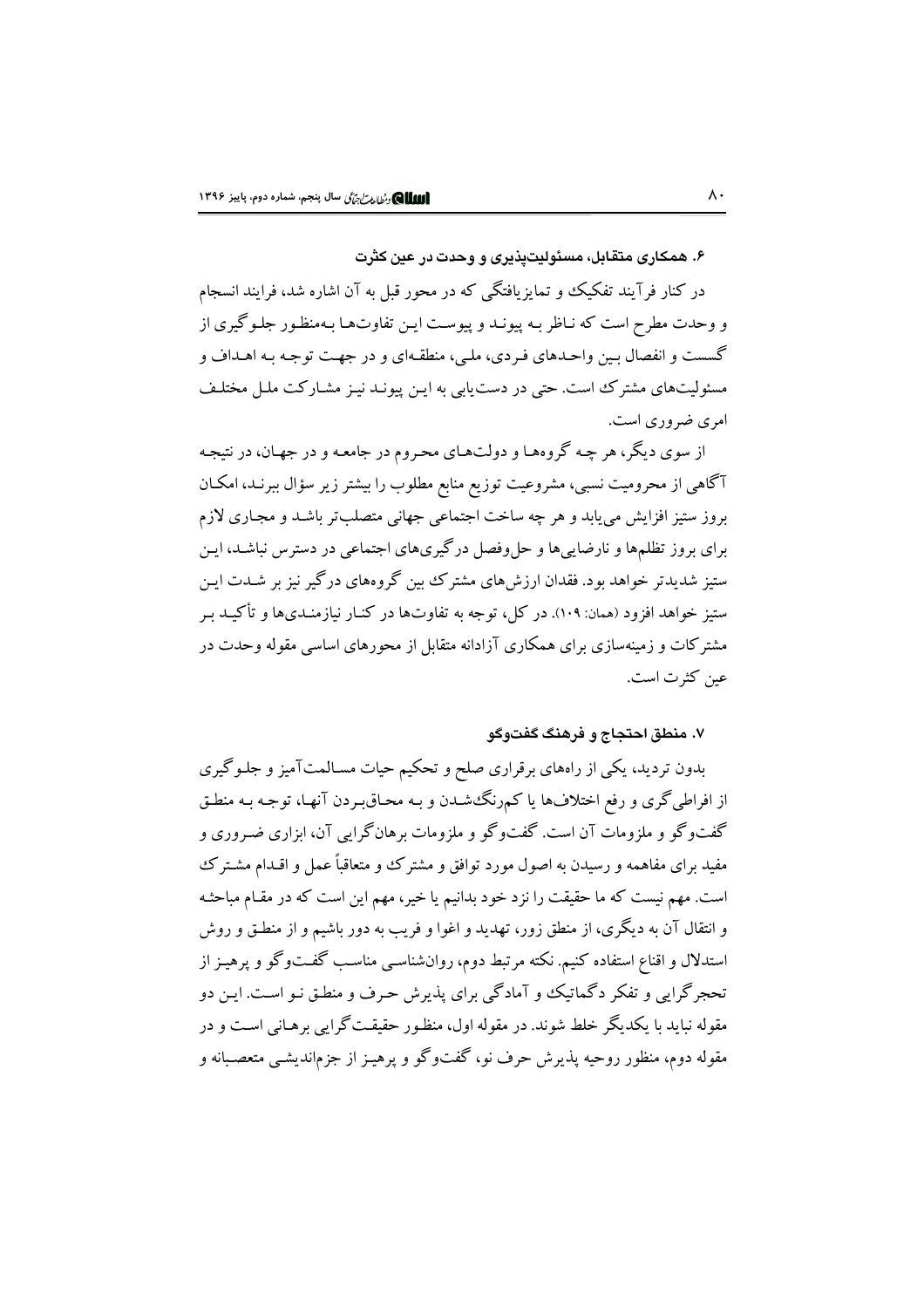### ۶. همکاری متقابل، مسئولیت‌پذیری و وحدت در عین کثرت

در کنار فرآیند تفکیک و تمایزیافتگی که در محور قبل به آن اشاره شد، فرایند انسجام و وحدت مطرح است که ناظر به پیوند و پیوست این تفاوت‌ها به‌منظور جلوگیری از گسست و انفصال بین واحدهای فردی، ملی، منطقه‌ای و در جهت توجه به اهداف و مسئولیت‌های مشترک است. حتی در دست‌یابی به این پیوند نیز مشارکت ملل مختلف امری ضروری است.

از سوی دیگر، هر چه گروه‌ها و دولت‌های محروم در جامعه و در جهان، در نتیجه آگاهی از محرومیت نسبی، مشروعیت توزیع منابع مطلوب را بیشتر زیر سؤال ببرند، امکان بروز ستیز افزایش می‌یابد و هر چه ساخت اجتماعی جهانی متصلب‌تر باشد و مجاری لازم برای بروز تظلم‌ها و نارضایی‌ها و حل‌وفصل درگیری‌های اجتماعی در دسترس نباشد، این ستیز شدیدتر خواهد بود. فقدان ارزش‌های مشترک بین گروه‌های درگیر نیز بر شدت این ستیز خواهد افزود (همان: ۱۰۹). در کل، توجه به تفاوت‌ها در کنار نیازمندی‌ها و تأکید بر مشترکات و زمینه‌سازی برای همکاری آزادانه متقابل از محورهای اساسی مقوله وحدت در عین کثرت است.

### ۷. منطق احتجاج و فرهنگ گفت‌وگو

بدون تردید، یکی از راه‌های برقراری صلح و تحکیم حیات مسالمت‌آمیز و جلوگیری از افراطی‌گری و رفع اختلاف‌ها یا کم‌رنگ‌شدن و به محاق‌بردن آنها، توجه به منطق گفت‌وگو و ملزومات آن است. گفت‌وگو و ملزومات برهان‌گرایی آن، ابزاری ضروری و مفید برای مفاهمه و رسیدن به اصول مورد توافق و مشترک و متعاقباً عمل و اقدام مشترک است. مهم نیست که ما حقیقت را نزد خود بدانیم یا خیر، مهم این است که در مقام مباحثه و انتقال آن به دیگری، از منطق زور، تهدید و اغوا و فریب به دور باشیم و از منطق و روش استدلال و اقناع استفاده کنیم. نکته مرتبط دوم، روان‌شناسی مناسب گفت‌وگو و پرهیز از تحجرگرایی و تفکر دگماتیک و آمادگی برای پذیرش حرف و منطق نو است. این دو مقوله نباید با یکدیگر خلط شوند. در مقوله اول، منظور حقیقت‌گرایی برهانی است و در مقوله دوم، منظور روحیه پذیرش حرف نو، گفت‌وگو و پرهیز از جزم‌اندیشی متعصبانه و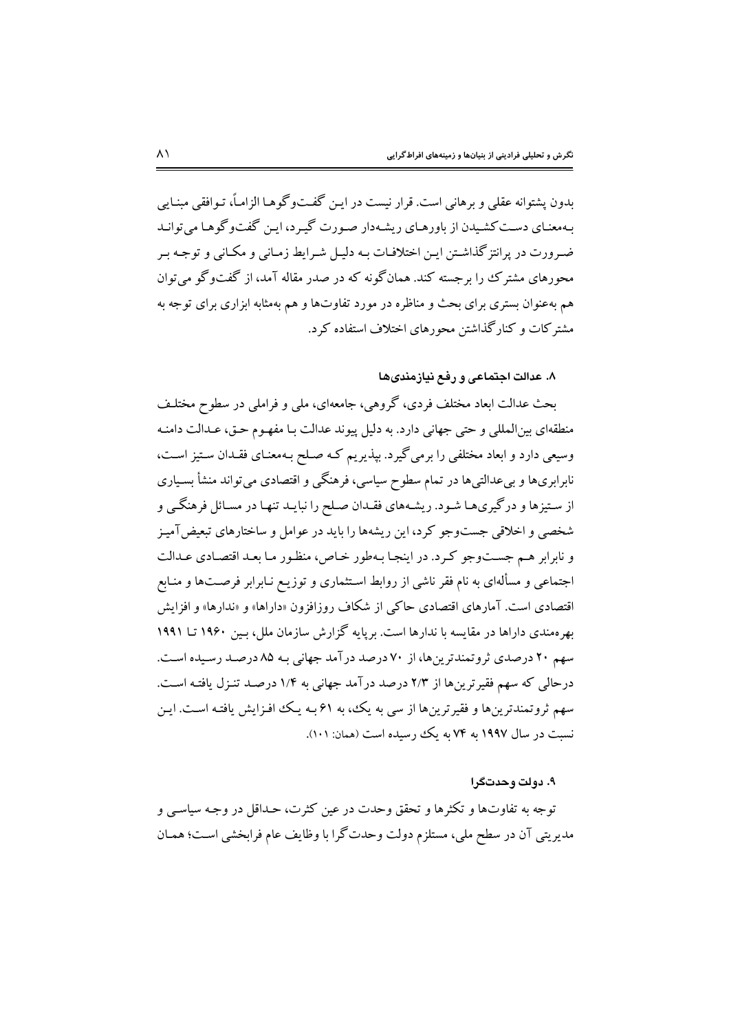بدون پشتوانه عقلی و برهانی است. قرار نیست در این گفت‌وگوها الزاماً، توافقی مبنایی به‌معنای دست‌کشیدن از باورهای ریشه‌دار صورت گیرد، این گفت‌وگوها می‌تواند ضرورت در پرانتزگذاشتن این اختلافات به دلیل شرایط زمانی و مکانی و توجه بر محورهای مشترک را برجسته کند. همان‌گونه که در صدر مقاله آمد، از گفت‌وگو می‌توان هم به‌عنوان بستری برای بحث و مناظره در مورد تفاوت‌ها و هم به‌مثابه ابزاری برای توجه به مشترکات و کنارگذاشتن محورهای اختلاف استفاده کرد.

### ۸. عدالت اجتماعی و رفع نیازمندی‌ها

بحث عدالت ابعاد مختلف فردی، گروهی، جامعه‌ای، ملی و فراملی در سطوح مختلف منطقه‌ای بین‌المللی و حتی جهانی دارد. به دلیل پیوند عدالت با مفهوم حق، عدالت دامنه وسیعی دارد و ابعاد مختلفی را برمی‌گیرد. بپذیریم که صلح به‌معنای فقدان ستیز است، نابرابری‌ها و بی‌عدالتی‌ها در تمام سطوح سیاسی، فرهنگی و اقتصادی می‌تواند منشأ بسیاری از ستیزها و درگیری‌ها شود. ریشه‌های فقدان صلح را نباید تنها در مسائل فرهنگی و شخصی و اخلاقی جست‌وجو کرد، این ریشه‌ها را باید در عوامل و ساختارهای تبعیض‌آمیز و نابرابر هم جست‌وجو کرد. در اینجا به‌طور خاص، منظور ما بعد اقتصادی عدالت اجتماعی و مسأله‌ای به نام فقر ناشی از روابط استثماری و توزیع نابرابر فرصت‌ها و منابع اقتصادی است. آمارهای اقتصادی حاکی از شکاف روزافزون «داراها» و «ندارها» و افزایش بهره‌مندی داراها در مقایسه با ندارها است. برپایه گزارش سازمان ملل، بین ۱۹۶۰ تا ۱۹۹۱ سهم ۲۰ درصدی ثروتمندترین‌ها، از ۷۰ درصد درآمد جهانی به ۸۵ درصد رسیده است. درحالی که سهم فقیرترین‌ها از ۲/۳ درصد درآمد جهانی به ۱/۴ درصد تنزل یافته است. سهم ثروتمندترین‌ها و فقیرترین‌ها از سی به یک، به ۶۱ به یک افزایش یافته است. این نسبت در سال ۱۹۹۷ به ۷۴ به یک رسیده است (همان: ۱۰۱).

### ۹. دولت وحدت‌گرا

توجه به تفاوت‌ها و تکثرها و تحقق وحدت در عین کثرت، حداقل در وجه سیاسی و مدیریتی آن در سطح ملی، مستلزم دولت وحدت‌گرا با وظایف عام فرابخشی است؛ همان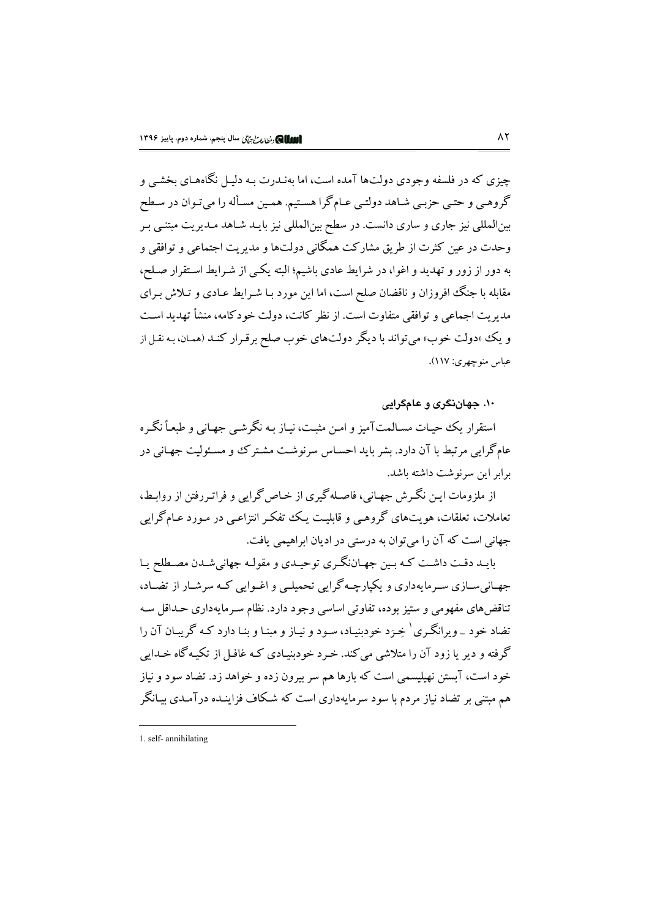چیزی که در فلسفه وجودی دولت‌ها آمده است، اما به‌ندرت بـه دلیـل نگاه‌هـای بخشـی و گروهـی و حتـی حزبـی شـاهد دولتـی عـام‌گرا هسـتیم. همـین مسـأله را می‌تـوان در سـطح بین‌المللی نیز جاری و ساری دانست. در سطح بین‌المللی نیز بایـد شـاهد مـدیریت مبتنـی بـر وحدت در عین کثرت از طریق مشارکت همگانی دولت‌ها و مدیریت اجتماعی و توافقی و به دور از زور و تهدید و اغوا، در شرایط عادی باشیم؛ البته یکـی از شـرایط اسـتقرار صـلح، مقابله با جنگ افروزان و ناقضان صلح است، اما این مورد بـا شـرایط عـادی و تـلاش بـرای مدیریت اجماعی و توافقی متفاوت است. از نظر کانت، دولت خودکامه، منشأ تهدید اسـت و یک «دولت خوب» می‌تواند با دیگر دولت‌های خوب صلح برقـرار کنـد (همـان، بـه نقـل از عباس منوچهری: ۱۱۷).

### ۱۰. جهان‌نگری و عام‌گرایی

استقرار یک حیـات مسـالمت‌آمیز و امـن مثبـت، نیـاز بـه نگرشـی جهـانی و طبعاً نگـره عام‌گرایی مرتبط با آن دارد. بشر باید احسـاس سرنوشـت مشـترک و مسـئولیت جهـانی در برابر این سرنوشت داشته باشد.

از ملزومات ایـن نگـرش جهـانی، فاصـله‌گیری از خـاص‌گرایی و فراتـررفتن از روابـط، تعاملات، تعلقات، هویت‌های گروهـی و قابلیـت یـک تفکـر انتزاعـی در مـورد عـام‌گرایی جهانی است که آن را می‌توان به درستی در ادیان ابراهیمی یافت.

بایـد دقـت داشـت کـه بـین جهـان‌نگـری توحیـدی و مقولـه جهانی‌شـدن مصـطلح یـا جهـانی‌سـازی سـرمایه‌داری و یکپارچـه‌گرایی تحمیلـی و اغـوایی کـه سرشـار از تضـاد، تناقض‌های مفهومی و ستیز بوده، تفاوتی اساسی وجود دارد. نظام سـرمایه‌داری حـداقل سـه تضاد خود ـ ویرانگـری[1] خِـرَد خودبنیـاد، سـود و نیـاز و مبنـا و بنـا دارد کـه گریبـان آن را گرفته و دیر یا زود آن را متلاشی می‌کند. خـرد خودبنیـادی کـه غافـل از تکیـه‌گاه خـدایی خود است، آبستن نهیلیسمی است که بارها هم سر بیرون زده و خواهد زد. تضاد سود و نیاز هم مبتنی بر تضاد نیاز مردم با سود سرمایه‌داری است که شـکاف فزاینـده درآمـدی بیـانگر

---

1. self- annihilating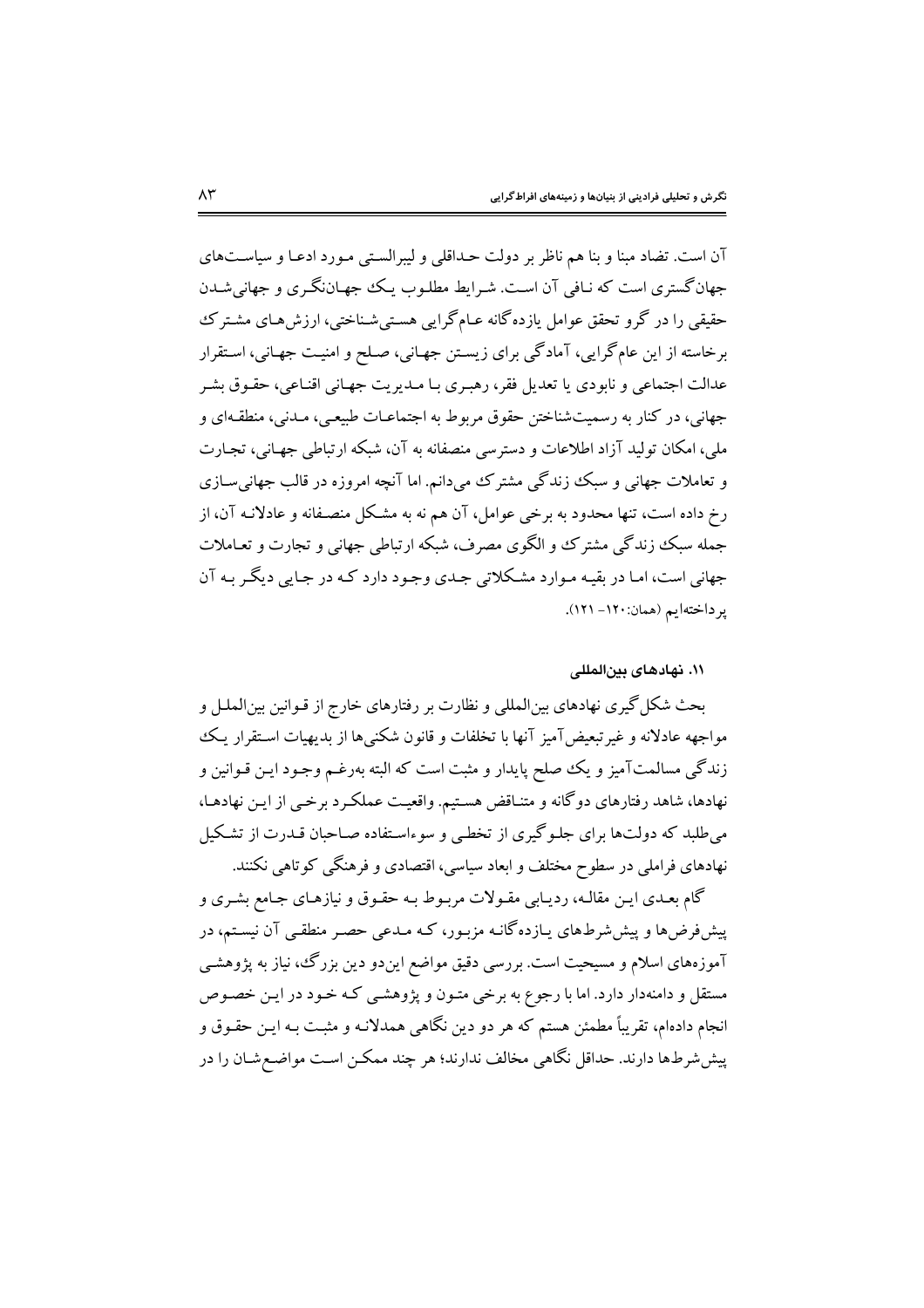آن است. تضاد مبنا و بنا هم ناظر بر دولت حداقلی و لیبرالستی مورد ادعا و سیاست‌های جهان‌گستری است که نافی آن است. شرایط مطلوب یک جهان‌نگری و جهانی‌شدن حقیقی را در گرو تحقق عوامل یازده‌گانه عام‌گرایی هستی‌شناختی، ارزش‌های مشترک برخاسته از این عام‌گرایی، آمادگی برای زیستن جهانی، صلح و امنیت جهانی، استقرار عدالت اجتماعی و نابودی یا تعدیل فقر، رهبری با مدیریت جهانی اقناعی، حقوق بشر جهانی، در کنار به رسمیت‌شناختن حقوق مربوط به اجتماعات طبیعی، مدنی، منطقه‌ای و ملی، امکان تولید آزاد اطلاعات و دسترسی منصفانه به آن، شبکه ارتباطی جهانی، تجارت و تعاملات جهانی و سبک زندگی مشترک می‌دانم. اما آنچه امروزه در قالب جهانی‌سازی رخ داده است، تنها محدود به برخی عوامل، آن هم نه به مشکل منصفانه و عادلانه آن، از جمله سبک زندگی مشترک و الگوی مصرف، شبکه ارتباطی جهانی و تجارت و تعاملات جهانی است، اما در بقیه موارد مشکلاتی جدی وجود دارد که در جایی دیگر به آن پرداخته‌ایم (همان:۱۲۰- ۱۲۱).

### ۱۱. نهادهای بین‌المللی

بحث شکل‌گیری نهادهای بین‌المللی و نظارت بر رفتارهای خارج از قوانین بین‌الملل و مواجهه عادلانه و غیرتبعیض‌آمیز آنها با تخلفات و قانون شکنی‌ها از بدیهیات استقرار یک زندگی مسالمت‌آمیز و یک صلح پایدار و مثبت است که البته به‌رغم وجود این قوانین و نهادها، شاهد رفتارهای دوگانه و متناقض هستیم. واقعیت عملکرد برخی از این نهادها، می‌طلبد که دولت‌ها برای جلوگیری از تخطی و سوءاستفاده صاحبان قدرت از تشکیل نهادهای فراملی در سطوح مختلف و ابعاد سیاسی، اقتصادی و فرهنگی کوتاهی نکنند.

گام بعدی این مقاله، ردیابی مقولات مربوط به حقوق و نیازهای جامع بشری و پیش‌فرض‌ها و پیش‌شرط‌های یازده‌گانه مزبور، که مدعی حصر منطقی آن نیستم، در آموزه‌های اسلام و مسیحیت است. بررسی دقیق مواضع این‌دو دین بزرگ، نیاز به پژوهشی مستقل و دامنه‌دار دارد. اما با رجوع به برخی متون و پژوهشی که خود در این خصوص انجام داده‌ام، تقریباً مطمئن هستم که هر دو دین نگاهی همدلانه و مثبت به این حقوق و پیش‌شرط‌ها دارند. حداقل نگاهی مخالف ندارند؛ هر چند ممکن است مواضع‌شان را در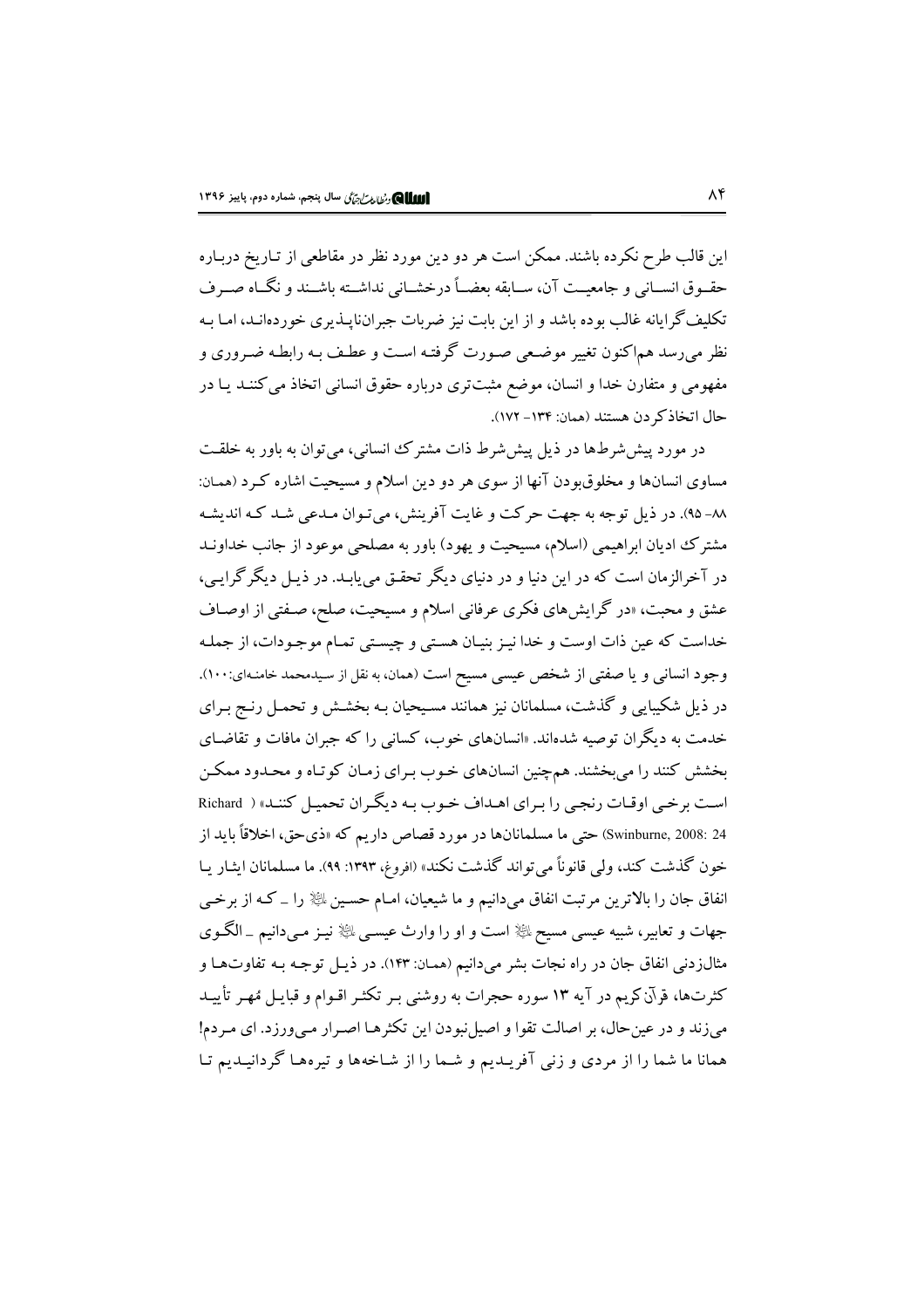این قالب طرح نکرده باشند. ممکن است هر دو دین مورد نظر در مقاطعی از تـاریخ دربـاره حقـوق انسـانی و جامعیـت آن، سـابقه بعضـاً درخشـانی نداشـته باشـند و نگـاه صـرف تکلیف‌گرایانه غالب بوده باشد و از این بابت نیز ضربات جبران‌ناپـذیری خورده‌انـد، امـا بـه نظر می‌رسد هم‌اکنون تغییر موضـعی صـورت گرفتـه اسـت و عطـف بـه رابطـه ضـروری و مفهومی و متفارن خدا و انسان، موضع مثبت‌تری درباره حقوق انسانی اتخاذ می‌کننـد یـا در حال اتخاذکردن هستند (همان: ۱۳۴- ۱۷۲).

در مورد پیش‌شرط‌ها در ذیل پیش‌شرط ذات مشترک انسانی، می‌توان به باور به خلقـت مساوی انسان‌ها و مخلوق‌بودن آنها از سوی هر دو دین اسلام و مسیحیت اشاره کـرد (همـان: ۸۸- ۹۵). در ذیل توجه به جهت حرکت و غایت آفرینش، می‌تـوان مـدعی شـد کـه اندیشـه مشترک ادیان ابراهیمی (اسلام، مسیحیت و یهود) باور به مصلحی موعود از جانب خداونـد در آخرالزمان است که در این دنیا و در دنیای دیگر تحقـق می‌یابـد. در ذیـل دیگرگرایـی، عشق و محبت، «در گرایش‌های فکری عرفانی اسلام و مسیحیت، صلح، صـفتی از اوصـاف خداست که عین ذات اوست و خدا نیـز بنیـان هسـتی و چیسـتی تمـام موجـودات، از جملـه وجود انسانی و یا صفتی از شخص عیسی مسیح است (همان، به نقل از سیدمحمد خامنه‌ای:۱۰۰). در ذیل شکیبایی و گذشت، مسلمانان نیز همانند مسـیحیان بـه بخشـش و تحمـل رنـج بـرای خدمت به دیگران توصیه شده‌اند. «انسان‌های خوب، کسانی را که جبران مافات و تقاضـای بخشش کنند را می‌بخشند. هم‌چنین انسان‌های خـوب بـرای زمـان کوتـاه و محـدود ممکـن اسـت برخـی اوقـات رنجـی را بـرای اهـداف خـوب بـه دیگـران تحمیـل کننـد» (Richard Swinburne, 2008: 24) حتی ما مسلمانان‌ها در مورد قصاص داریم که «ذی‌حق، اخلاقاً باید از خون گذشت کند، ولی قانوناً می‌تواند گذشت نکند» (افروغ، ۱۳۹۳: ۹۹). ما مسلمانان ایثـار یـا انفاق جان را بالاترین مرتبت انفاق می‌دانیم و ما شیعیان، امـام حسـین ﷺ را ـ کـه از برخـی جهات و تعابیر، شبیه عیسی مسیح ﷺ است و او را وارث عیسـی ﷺ نیـز مـی‌دانیم ـ الگـوی مثال‌زدنی انفاق جان در راه نجات بشر می‌دانیم (همـان: ۱۴۳). در ذیـل توجـه بـه تفاوت‌هـا و کثرت‌ها، قرآن‌کریم در آیه ۱۳ سوره حجرات به روشنی بـر تکثـر اقـوام و قبایـل مُهـر تأییـد می‌زند و در عین‌حال، بر اصالت تقوا و اصیل‌نبودن این تکثرهـا اصـرار مـی‌ورزد. ای مـردم! همانا ما شما را از مردی و زنی آفریـدیم و شـما را از شـاخه‌ها و تیره‌هـا گردانیـدیم تـا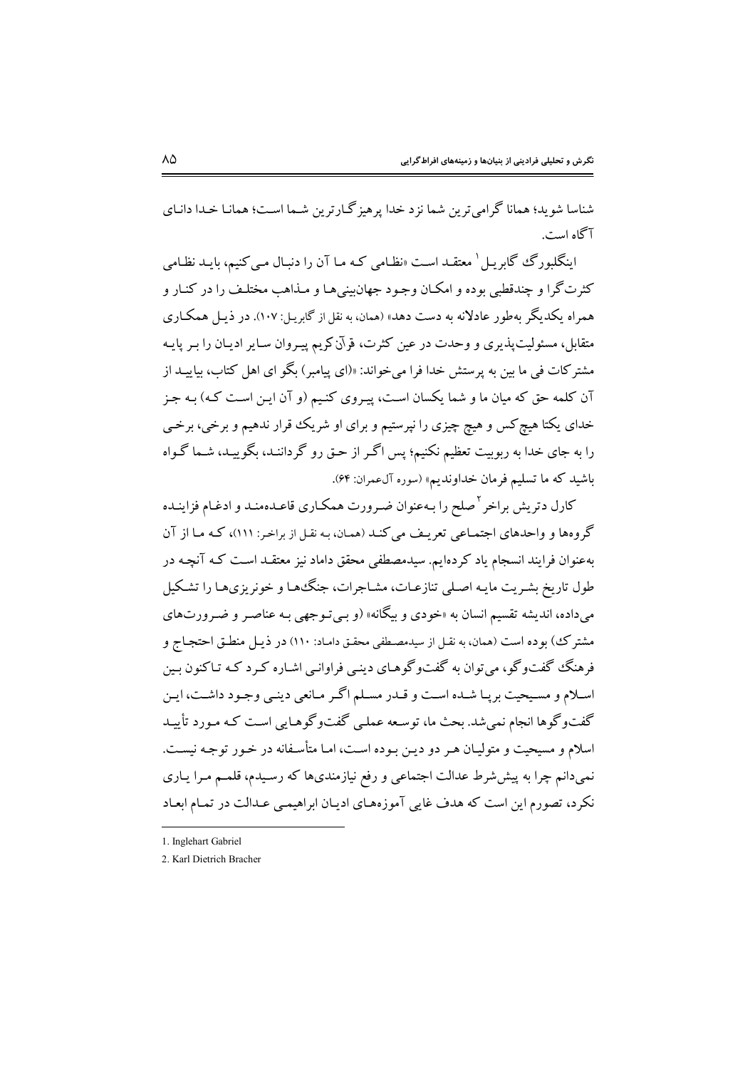شناسا شوید؛ همانا گرامی‌ترین شما نزد خدا پرهیزگارترین شما است؛ همانا خدا دانای آگاه است.

اینگلبورگ گابریل[1] معتقد است «نظامی که ما آن را دنبال می‌کنیم، باید نظامی کثرت‌گرا و چندقطبی بوده و امکان وجود جهان‌بینی‌ها و مذاهب مختلف را در کنار و همراه یکدیگر به‌طور عادلانه به دست دهد» (همان، به نقل از گابریل: ۱۰۷). در ذیل همکاری متقابل، مسئولیت‌پذیری و وحدت در عین کثرت، قرآن‌کریم پیروان سایر ادیان را بر پایه مشترکات فی ما بین به پرستش خدا فرا می‌خواند: «(ای پیامبر) بگو ای اهل کتاب، بیایید از آن کلمه حق که میان ما و شما یکسان است، پیروی کنیم (و آن این است که) به جز خدای یکتا هیچ‌کس و هیچ چیزی را نپرستیم و برای او شریک قرار ندهیم و برخی، برخی را به جای خدا به ربوبیت تعظیم نکنیم؛ پس اگر از حق رو گردانند، بگویید، شما گواه باشید که ما تسلیم فرمان خداوندیم» (سوره آل‌عمران: ۶۴).

کارل دتریش براخر[2] صلح را به‌عنوان ضرورت همکاری قاعده‌مند و ادغام فزاینده گروه‌ها و واحدهای اجتماعی تعریف می‌کند (همان، به نقل از براخر: ۱۱۱)، که ما از آن به‌عنوان فرایند انسجام یاد کرده‌ایم. سیدمصطفی محقق داماد نیز معتقد است که آنچه در طول تاریخ بشریت مایه اصلی تنازعات، مشاجرات، جنگ‌ها و خونریزی‌ها را تشکیل می‌داده، اندیشه تقسیم انسان به «خودی و بیگانه» (و بی‌توجهی به عناصر و ضرورت‌های مشترک) بوده است (همان، به نقل از سیدمصطفی محقق داماد: ۱۱۰) در ذیل منطق احتجاج و فرهنگ گفت‌وگو، می‌توان به گفت‌وگوهای دینی فراوانی اشاره کرد که تاکنون بین اسلام و مسیحیت برپا شده است و قدر مسلم اگر مانعی دینی وجود داشت، این گفت‌وگوها انجام نمی‌شد. بحث ما، توسعه عملی گفت‌وگوهایی است که مورد تأیید اسلام و مسیحیت و متولیان هر دو دین بوده است، اما متأسفانه در خور توجه نیست. نمی‌دانم چرا به پیش‌شرط عدالت اجتماعی و رفع نیازمندی‌ها که رسیدم، قلمم مرا یاری نکرد، تصورم این است که هدف غایی آموزه‌های ادیان ابراهیمی عدالت در تمام ابعاد

---

1. Inglehart Gabriel
2. Karl Dietrich Bracher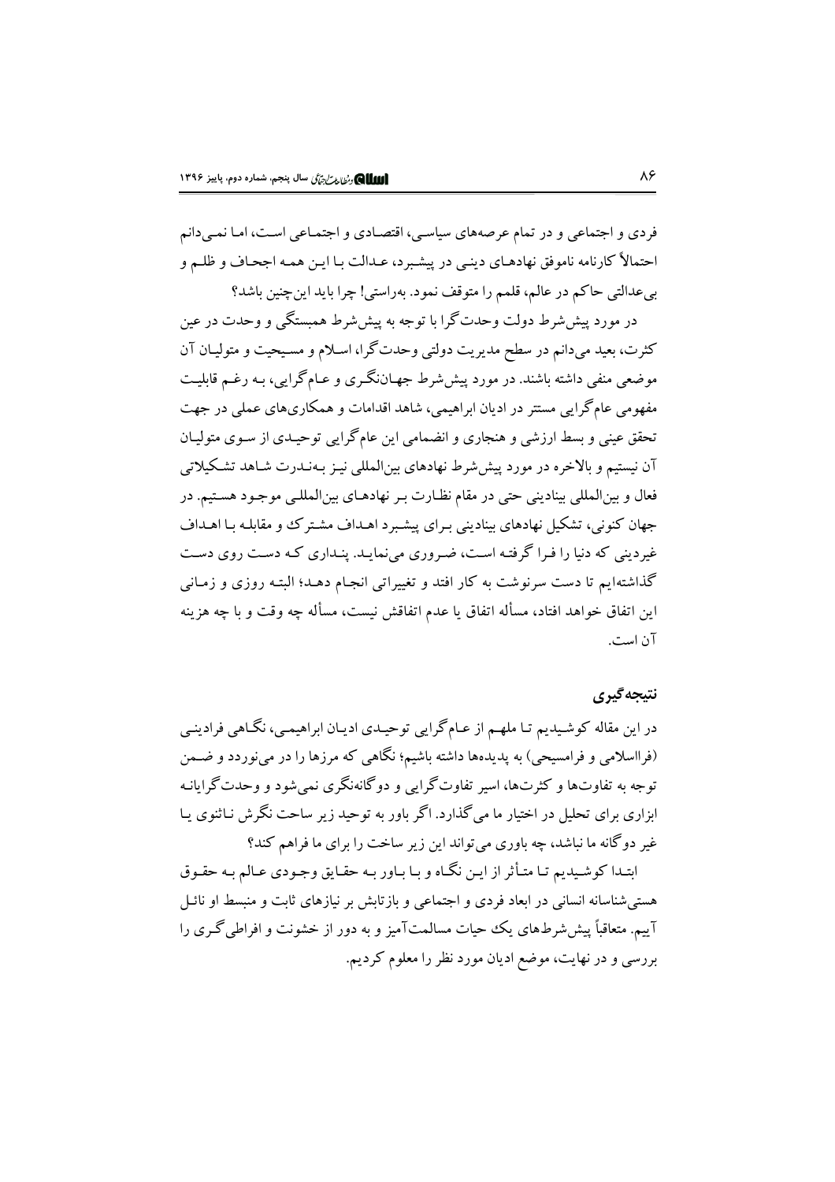فردی و اجتماعی و در تمام عرصه‌های سیاسی، اقتصادی و اجتماعی است، اما نمی‌دانم احتمالاً کارنامه ناموفق نهادهای دینی در پیشبرد، عدالت با این همه اجحاف و ظلم و بی‌عدالتی حاکم در عالم، قلمم را متوقف نمود. به‌راستی! چرا باید این‌چنین باشد؟

در مورد پیش‌شرط دولت وحدت‌گرا با توجه به پیش‌شرط همبستگی و وحدت در عین کثرت، بعید می‌دانم در سطح مدیریت دولتی وحدت‌گرا، اسلام و مسیحیت و متولیان آن موضعی منفی داشته باشند. در مورد پیش‌شرط جهان‌نگری و عام‌گرایی، به رغم قابلیت مفهومی عام‌گرایی مستتر در ادیان ابراهیمی، شاهد اقدامات و همکاری‌های عملی در جهت تحقق عینی و بسط ارزشی و هنجاری و انضمامی این عام‌گرایی توحیدی از سوی متولیان آن نیستیم و بالاخره در مورد پیش‌شرط نهادهای بین‌المللی نیز به‌ندرت شاهد تشکیلاتی فعال و بین‌المللی بنیادینی حتی در مقام نظارت بر نهادهای بین‌المللی موجود هستیم. در جهان کنونی، تشکیل نهادهای بنیادینی برای پیشبرد اهداف مشترک و مقابله با اهداف غیردینی که دنیا را فرا گرفته است، ضروری می‌نماید. پنداری که دست روی دست گذاشته‌ایم تا دست سرنوشت به کار افتد و تغییراتی انجام دهد؛ البته روزی و زمانی این اتفاق خواهد افتاد، مسأله اتفاق یا عدم اتفاقش نیست، مسأله چه وقت و با چه هزینه آن است.

## نتیجه‌گیری

در این مقاله کوشیدیم تا ملهم از عام‌گرایی توحیدی ادیان ابراهیمی، نگاهی فرادینی (فرااسلامی و فرامسیحی) به پدیده‌ها داشته باشیم؛ نگاهی که مرزها را در می‌نوردد و ضمن توجه به تفاوت‌ها و کثرت‌ها، اسیر تفاوت‌گرایی و دوگانه‌نگری نمی‌شود و وحدت‌گرایانه ابزاری برای تحلیل در اختیار ما می‌گذارد. اگر باور به توحید زیر ساحت نگرش ناثنوی یا غیر دوگانه ما نباشد، چه باوری می‌تواند این زیر ساخت را برای ما فراهم کند؟

ابتدا کوشیدیم تا متأثر از این نگاه و با باور به حقایق وجودی عالم به حقوق هستی‌شناسانه انسانی در ابعاد فردی و اجتماعی و بازتابش بر نیازهای ثابت و منبسط او نائل آییم. متعاقباً پیش‌شرط‌های یک حیات مسالمت‌آمیز و به دور از خشونت و افراطی‌گری را بررسی و در نهایت، موضع ادیان مورد نظر را معلوم کردیم.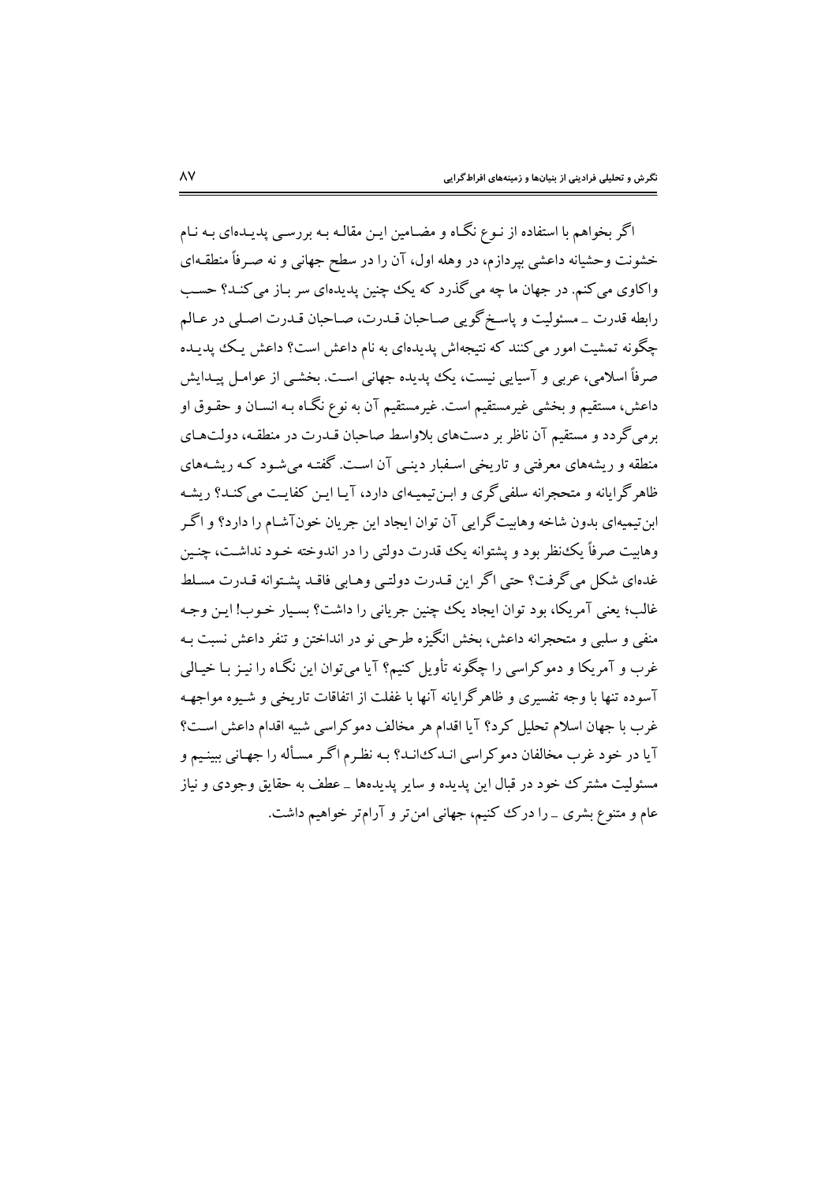اگر بخواهم با استفاده از نـوع نگـاه و مضـامین ایـن مقالـه بـه بررسـی پدیـده‌ای بـه نـام خشونت وحشیانه داعشی بپردازم، در وهله اول، آن را در سطح جهانی و نه صـرفاً منطقـه‌ای واکاوی می‌کنم. در جهان ما چه می‌گذرد که یک چنین پدیده‌ای سر بـاز می‌کنـد؟ حسـب رابطه قدرت ـ مسئولیت و پاسـخ‌گویی صـاحبان قـدرت، صـاحبان قـدرت اصـلی در عـالم چگونه تمشیت امور می‌کنند که نتیجه‌اش پدیده‌ای به نام داعش است؟ داعش یـک پدیـده صرفاً اسلامی، عربی و آسیایی نیست، یک پدیده جهانی اسـت. بخشـی از عوامـل پیـدایش داعش، مستقیم و بخشی غیرمستقیم است. غیرمستقیم آن به نوع نگـاه بـه انسـان و حقـوق او برمی‌گردد و مستقیم آن ناظر بر دست‌های بلاواسط صاحبان قـدرت در منطقـه، دولت‌هـای منطقه و ریشه‌های معرفتی و تاریخی اسـفبار دینـی آن اسـت. گفتـه می‌شـود کـه ریشـه‌های ظاهرگرایانه و متحجرانه سلفی‌گری و ابـن‌تیمیـه‌ای دارد، آیـا ایـن کفایـت می‌کنـد؟ ریشـه ابن‌تیمیه‌ای بدون شاخه وهابیت‌گرایی آن توان ایجاد این جریان خون‌آشـام را دارد؟ و اگـر وهابیت صرفاً یک‌نظر بود و پشتوانه یک قدرت دولتی را در اندوخته خـود نداشـت، چنـین غده‌ای شکل می‌گرفت؟ حتی اگر این قـدرت دولتـی وهـابی فاقـد پشـتوانه قـدرت مسـلط غالب؛ یعنی آمریکا، بود توان ایجاد یک چنین جریانی را داشت؟ بسیار خـوب! ایـن وجـه منفی و سلبی و متحجرانه داعش، بخش انگیزه طرحی نو در انداختن و تنفر داعش نسبت بـه غرب و آمریکا و دموکراسی را چگونه تأویل کنیم؟ آیا می‌توان این نگـاه را نیـز بـا خیـالی آسوده تنها با وجه تفسیری و ظاهرگرایانه آنها با غفلت از اتفاقات تاریخی و شـیوه مواجهـه غرب با جهان اسلام تحلیل کرد؟ آیا اقدام هر مخالف دموکراسی شبیه اقدام داعش اسـت؟ آیا در خود غرب مخالفان دموکراسی انـدک‌انـد؟ بـه نظـرم اگـر مسأله را جهـانی ببینـیم و مسئولیت مشترک خود در قبال این پدیده و سایر پدیده‌ها ـ عطف به حقایق وجودی و نیاز عام و متنوع بشری ـ را درک کنیم، جهانی امن‌تر و آرام‌تر خواهیم داشت.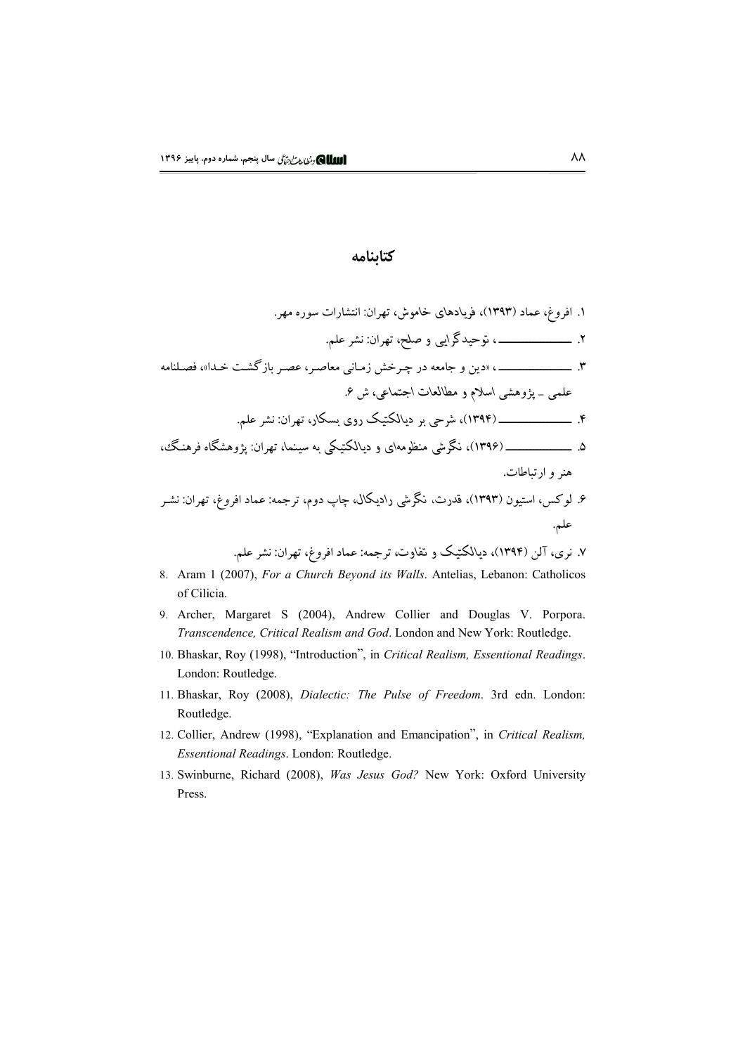## کتابنامه

۱. افروغ، عماد (۱۳۹۳)، فریادهای خاموش، تهران: انتشارات سوره مهر.

۲. ـــــــــــــــ، توحیدگرایی و صلح، تهران: نشر علم.

۳. ـــــــــــــــ، «دین و جامعه در چرخش زمانی معاصر، عصر بازگشت خدا»، فصلنامه علمی ـ پژوهشی اسلام و مطالعات اجتماعی، ش ۶.

۴. ـــــــــــــــ (۱۳۹۴)، شرحی بر دیالکتیک روی بسکار، تهران: نشر علم.

۵. ـــــــــــــــ (۱۳۹۶)، نگرشی منظومه‌ای و دیالکتیکی به سینما، تهران: پژوهشگاه فرهنگ، هنر و ارتباطات.

۶. لوکس، استیون (۱۳۹۳)، قدرت، نگرشی رادیکال، چاپ دوم، ترجمه: عماد افروغ، تهران: نشر علم.

۷. نری، آلن (۱۳۹۴)، دیالکتیک و تفاوت، ترجمه: عماد افروغ، تهران: نشر علم.

8. Aram 1 (2007), *For a Church Beyond its Walls*. Antelias, Lebanon: Catholicos of Cilicia.

9. Archer, Margaret S (2004), Andrew Collier and Douglas V. Porpora. *Transcendence, Critical Realism and God*. London and New York: Routledge.

10. Bhaskar, Roy (1998), "Introduction", in *Critical Realism, Essentional Readings*. London: Routledge.

11. Bhaskar, Roy (2008), *Dialectic: The Pulse of Freedom*. 3rd edn. London: Routledge.

12. Collier, Andrew (1998), "Explanation and Emancipation", in *Critical Realism, Essentional Readings*. London: Routledge.

13. Swinburne, Richard (2008), *Was Jesus God?* New York: Oxford University Press.